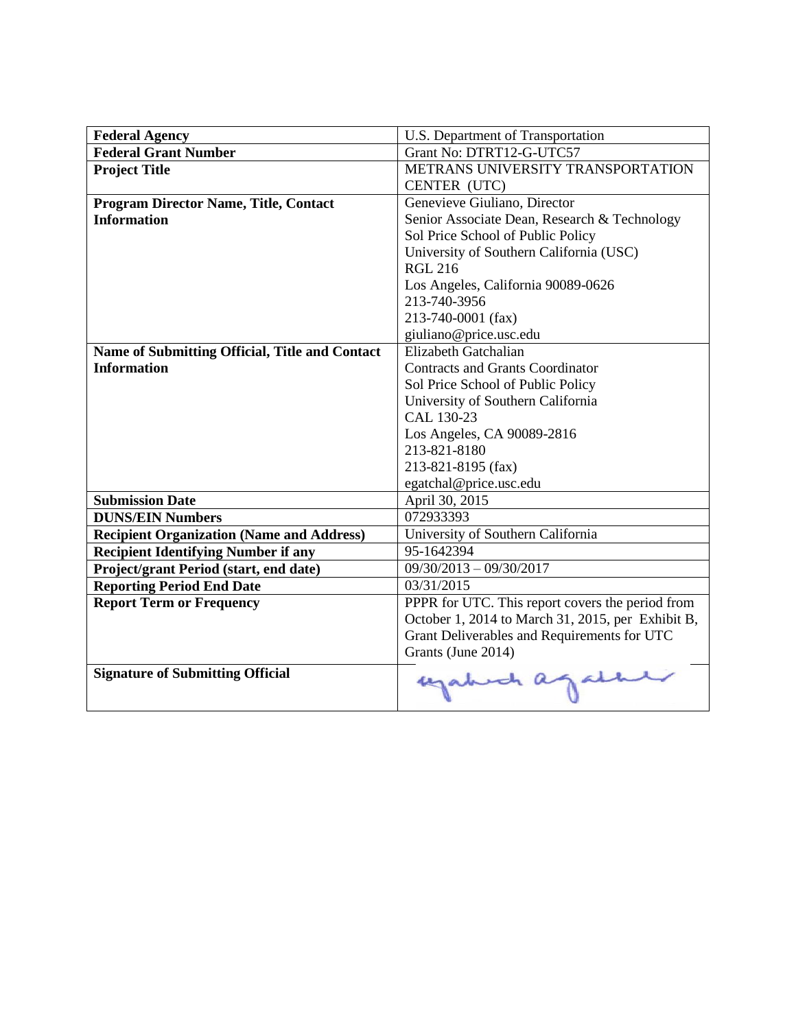| Federal Agency | U.S. Department of Transportation |
|---|---|
| **Federal Grant Number** | Grant No: DTRT12-G-UTC57 |
| **Project Title** | METRANS UNIVERSITY TRANSPORTATION CENTER (UTC) |
| **Program Director Name, Title, Contact Information** | Genevieve Giuliano, Director<br>Senior Associate Dean, Research & Technology<br>Sol Price School of Public Policy<br>University of Southern California (USC)<br>RGL 216<br>Los Angeles, California 90089-0626<br>213-740-3956<br>213-740-0001 (fax)<br>giuliano@price.usc.edu |
| **Name of Submitting Official, Title and Contact Information** | Elizabeth Gatchalian<br>Contracts and Grants Coordinator<br>Sol Price School of Public Policy<br>University of Southern California<br>CAL 130-23<br>Los Angeles, CA 90089-2816<br>213-821-8180<br>213-821-8195 (fax)<br>egatchal@price.usc.edu |
| **Submission Date** | April 30, 2015 |
| **DUNS/EIN Numbers** | 072933393 |
| **Recipient Organization (Name and Address)** | University of Southern California |
| **Recipient Identifying Number if any** | 95-1642394 |
| **Project/grant Period (start, end date)** | 09/30/2013 – 09/30/2017 |
| **Reporting Period End Date** | 03/31/2015 |
| **Report Term or Frequency** | PPPR for UTC. This report covers the period from October 1, 2014 to March 31, 2015, per Exhibit B, Grant Deliverables and Requirements for UTC Grants (June 2014) |
| **Signature of Submitting Official** | |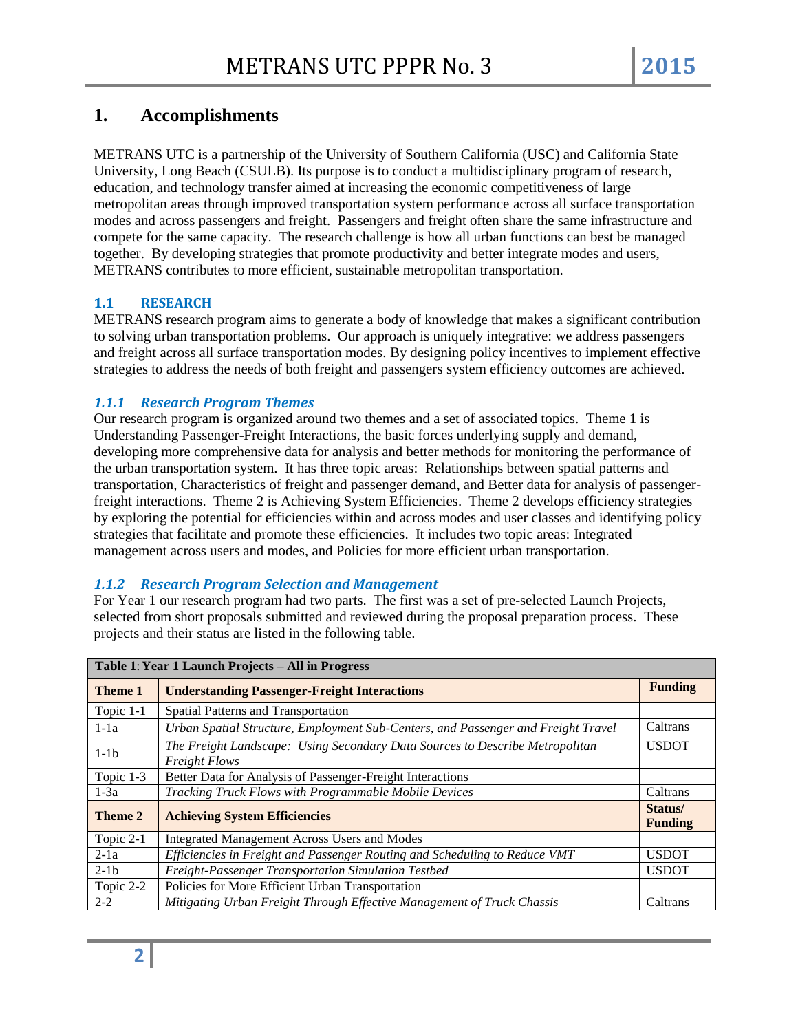## 1. Accomplishments

METRANS UTC is a partnership of the University of Southern California (USC) and California State University, Long Beach (CSULB). Its purpose is to conduct a multidisciplinary program of research, education, and technology transfer aimed at increasing the economic competitiveness of large metropolitan areas through improved transportation system performance across all surface transportation modes and across passengers and freight. Passengers and freight often share the same infrastructure and compete for the same capacity. The research challenge is how all urban functions can best be managed together. By developing strategies that promote productivity and better integrate modes and users, METRANS contributes to more efficient, sustainable metropolitan transportation.

### 1.1 RESEARCH

METRANS research program aims to generate a body of knowledge that makes a significant contribution to solving urban transportation problems. Our approach is uniquely integrative: we address passengers and freight across all surface transportation modes. By designing policy incentives to implement effective strategies to address the needs of both freight and passengers system efficiency outcomes are achieved.

#### *1.1.1 Research Program Themes*

Our research program is organized around two themes and a set of associated topics. Theme 1 is Understanding Passenger-Freight Interactions, the basic forces underlying supply and demand, developing more comprehensive data for analysis and better methods for monitoring the performance of the urban transportation system. It has three topic areas: Relationships between spatial patterns and transportation, Characteristics of freight and passenger demand, and Better data for analysis of passenger-freight interactions. Theme 2 is Achieving System Efficiencies. Theme 2 develops efficiency strategies by exploring the potential for efficiencies within and across modes and user classes and identifying policy strategies that facilitate and promote these efficiencies. It includes two topic areas: Integrated management across users and modes, and Policies for more efficient urban transportation.

#### *1.1.2 Research Program Selection and Management*

For Year 1 our research program had two parts. The first was a set of pre-selected Launch Projects, selected from short proposals submitted and reviewed during the proposal preparation process. These projects and their status are listed in the following table.

| **Table 1: Year 1 Launch Projects – All in Progress** | | |
|---|---|---|
| **Theme 1** | **Understanding Passenger-Freight Interactions** | **Funding** |
| Topic 1-1 | Spatial Patterns and Transportation | |
| 1-1a | *Urban Spatial Structure, Employment Sub-Centers, and Passenger and Freight Travel* | Caltrans |
| 1-1b | *The Freight Landscape: Using Secondary Data Sources to Describe Metropolitan Freight Flows* | USDOT |
| Topic 1-3 | Better Data for Analysis of Passenger-Freight Interactions | |
| 1-3a | *Tracking Truck Flows with Programmable Mobile Devices* | Caltrans |
| **Theme 2** | **Achieving System Efficiencies** | **Status/ Funding** |
| Topic 2-1 | Integrated Management Across Users and Modes | |
| 2-1a | *Efficiencies in Freight and Passenger Routing and Scheduling to Reduce VMT* | USDOT |
| 2-1b | *Freight-Passenger Transportation Simulation Testbed* | USDOT |
| Topic 2-2 | Policies for More Efficient Urban Transportation | |
| 2-2 | *Mitigating Urban Freight Through Effective Management of Truck Chassis* | Caltrans |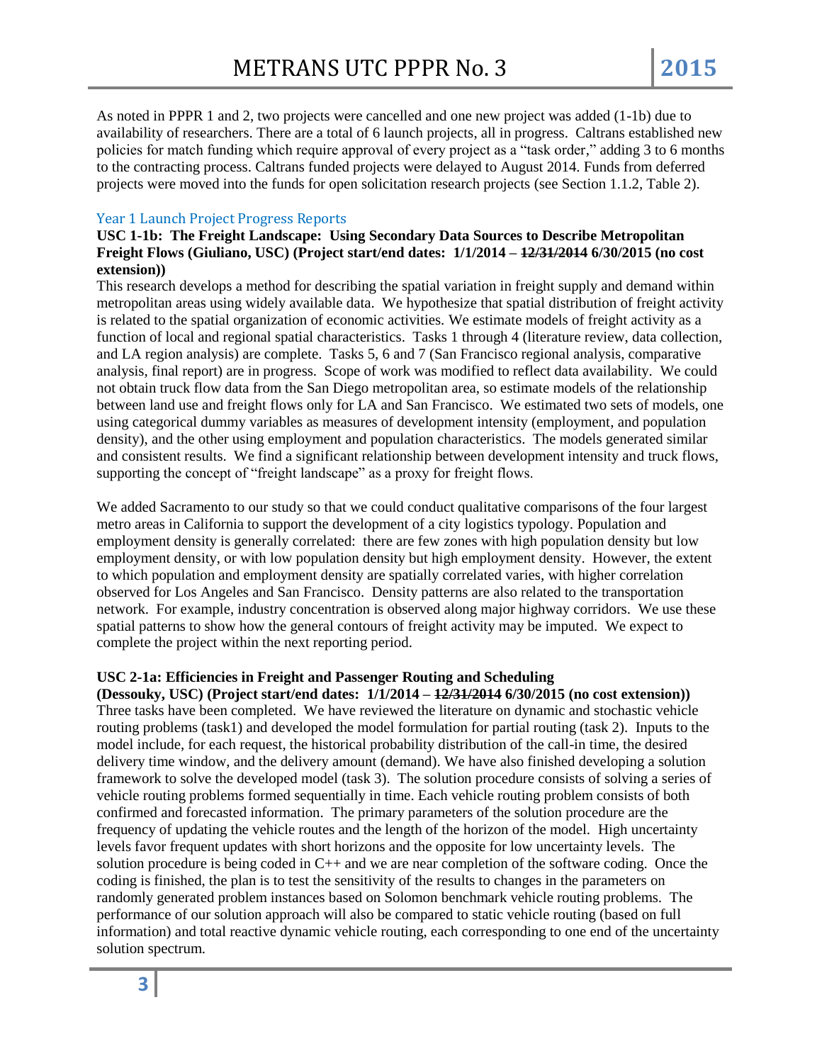As noted in PPPR 1 and 2, two projects were cancelled and one new project was added (1-1b) due to availability of researchers. There are a total of 6 launch projects, all in progress. Caltrans established new policies for match funding which require approval of every project as a "task order," adding 3 to 6 months to the contracting process. Caltrans funded projects were delayed to August 2014. Funds from deferred projects were moved into the funds for open solicitation research projects (see Section 1.1.2, Table 2).

## Year 1 Launch Project Progress Reports

**USC 1-1b: The Freight Landscape: Using Secondary Data Sources to Describe Metropolitan Freight Flows (Giuliano, USC) (Project start/end dates: 1/1/2014 – ~~12/31/2014~~ 6/30/2015 (no cost extension))**

This research develops a method for describing the spatial variation in freight supply and demand within metropolitan areas using widely available data. We hypothesize that spatial distribution of freight activity is related to the spatial organization of economic activities. We estimate models of freight activity as a function of local and regional spatial characteristics. Tasks 1 through 4 (literature review, data collection, and LA region analysis) are complete. Tasks 5, 6 and 7 (San Francisco regional analysis, comparative analysis, final report) are in progress. Scope of work was modified to reflect data availability. We could not obtain truck flow data from the San Diego metropolitan area, so estimate models of the relationship between land use and freight flows only for LA and San Francisco. We estimated two sets of models, one using categorical dummy variables as measures of development intensity (employment, and population density), and the other using employment and population characteristics. The models generated similar and consistent results. We find a significant relationship between development intensity and truck flows, supporting the concept of "freight landscape" as a proxy for freight flows.

We added Sacramento to our study so that we could conduct qualitative comparisons of the four largest metro areas in California to support the development of a city logistics typology. Population and employment density is generally correlated: there are few zones with high population density but low employment density, or with low population density but high employment density. However, the extent to which population and employment density are spatially correlated varies, with higher correlation observed for Los Angeles and San Francisco. Density patterns are also related to the transportation network. For example, industry concentration is observed along major highway corridors. We use these spatial patterns to show how the general contours of freight activity may be imputed. We expect to complete the project within the next reporting period.

**USC 2-1a: Efficiencies in Freight and Passenger Routing and Scheduling (Dessouky, USC) (Project start/end dates: 1/1/2014 – ~~12/31/2014~~ 6/30/2015 (no cost extension))**

Three tasks have been completed. We have reviewed the literature on dynamic and stochastic vehicle routing problems (task1) and developed the model formulation for partial routing (task 2). Inputs to the model include, for each request, the historical probability distribution of the call-in time, the desired delivery time window, and the delivery amount (demand). We have also finished developing a solution framework to solve the developed model (task 3). The solution procedure consists of solving a series of vehicle routing problems formed sequentially in time. Each vehicle routing problem consists of both confirmed and forecasted information. The primary parameters of the solution procedure are the frequency of updating the vehicle routes and the length of the horizon of the model. High uncertainty levels favor frequent updates with short horizons and the opposite for low uncertainty levels. The solution procedure is being coded in C++ and we are near completion of the software coding. Once the coding is finished, the plan is to test the sensitivity of the results to changes in the parameters on randomly generated problem instances based on Solomon benchmark vehicle routing problems. The performance of our solution approach will also be compared to static vehicle routing (based on full information) and total reactive dynamic vehicle routing, each corresponding to one end of the uncertainty solution spectrum.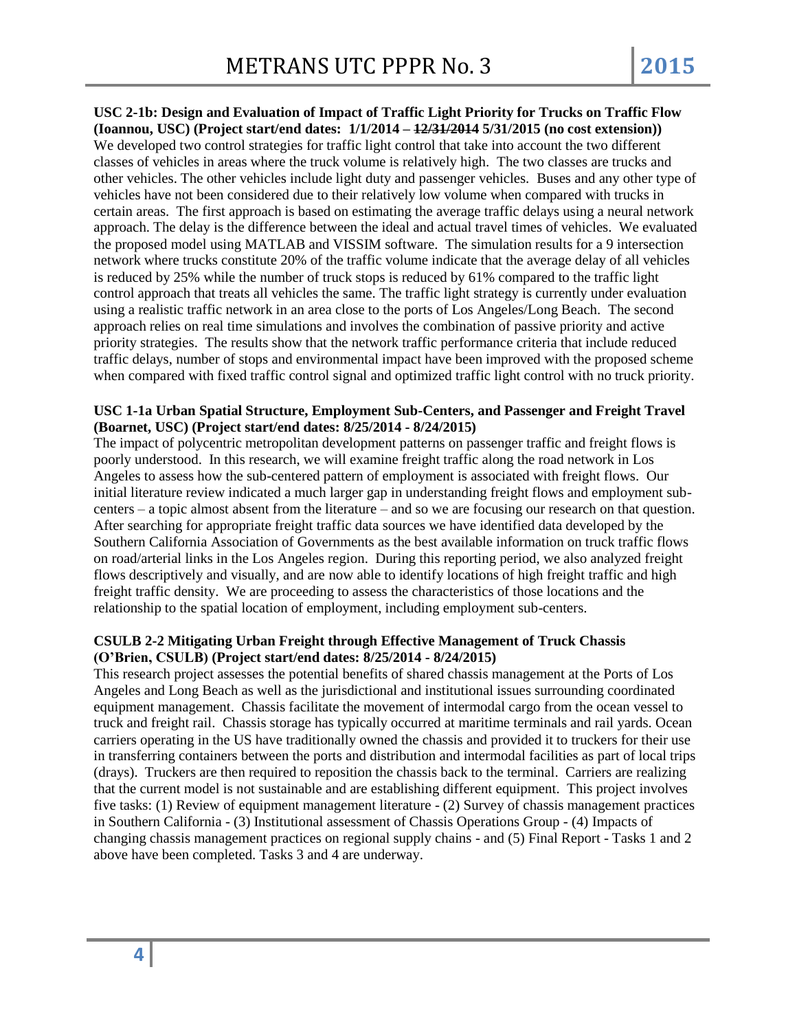**USC 2-1b: Design and Evaluation of Impact of Traffic Light Priority for Trucks on Traffic Flow (Ioannou, USC) (Project start/end dates: 1/1/2014 – ~~12/31/2014~~ 5/31/2015 (no cost extension))**

We developed two control strategies for traffic light control that take into account the two different classes of vehicles in areas where the truck volume is relatively high. The two classes are trucks and other vehicles. The other vehicles include light duty and passenger vehicles. Buses and any other type of vehicles have not been considered due to their relatively low volume when compared with trucks in certain areas. The first approach is based on estimating the average traffic delays using a neural network approach. The delay is the difference between the ideal and actual travel times of vehicles. We evaluated the proposed model using MATLAB and VISSIM software. The simulation results for a 9 intersection network where trucks constitute 20% of the traffic volume indicate that the average delay of all vehicles is reduced by 25% while the number of truck stops is reduced by 61% compared to the traffic light control approach that treats all vehicles the same. The traffic light strategy is currently under evaluation using a realistic traffic network in an area close to the ports of Los Angeles/Long Beach. The second approach relies on real time simulations and involves the combination of passive priority and active priority strategies. The results show that the network traffic performance criteria that include reduced traffic delays, number of stops and environmental impact have been improved with the proposed scheme when compared with fixed traffic control signal and optimized traffic light control with no truck priority.

**USC 1-1a Urban Spatial Structure, Employment Sub-Centers, and Passenger and Freight Travel (Boarnet, USC) (Project start/end dates: 8/25/2014 - 8/24/2015)**

The impact of polycentric metropolitan development patterns on passenger traffic and freight flows is poorly understood. In this research, we will examine freight traffic along the road network in Los Angeles to assess how the sub-centered pattern of employment is associated with freight flows. Our initial literature review indicated a much larger gap in understanding freight flows and employment sub-centers – a topic almost absent from the literature – and so we are focusing our research on that question. After searching for appropriate freight traffic data sources we have identified data developed by the Southern California Association of Governments as the best available information on truck traffic flows on road/arterial links in the Los Angeles region. During this reporting period, we also analyzed freight flows descriptively and visually, and are now able to identify locations of high freight traffic and high freight traffic density. We are proceeding to assess the characteristics of those locations and the relationship to the spatial location of employment, including employment sub-centers.

**CSULB 2-2 Mitigating Urban Freight through Effective Management of Truck Chassis (O'Brien, CSULB) (Project start/end dates: 8/25/2014 - 8/24/2015)**

This research project assesses the potential benefits of shared chassis management at the Ports of Los Angeles and Long Beach as well as the jurisdictional and institutional issues surrounding coordinated equipment management. Chassis facilitate the movement of intermodal cargo from the ocean vessel to truck and freight rail. Chassis storage has typically occurred at maritime terminals and rail yards. Ocean carriers operating in the US have traditionally owned the chassis and provided it to truckers for their use in transferring containers between the ports and distribution and intermodal facilities as part of local trips (drays). Truckers are then required to reposition the chassis back to the terminal. Carriers are realizing that the current model is not sustainable and are establishing different equipment. This project involves five tasks: (1) Review of equipment management literature - (2) Survey of chassis management practices in Southern California - (3) Institutional assessment of Chassis Operations Group - (4) Impacts of changing chassis management practices on regional supply chains - and (5) Final Report - Tasks 1 and 2 above have been completed. Tasks 3 and 4 are underway.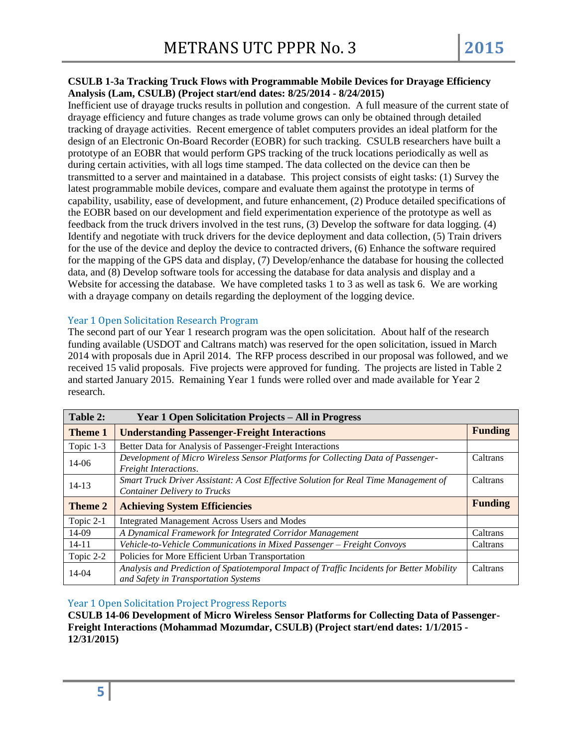**CSULB 1-3a Tracking Truck Flows with Programmable Mobile Devices for Drayage Efficiency Analysis (Lam, CSULB) (Project start/end dates: 8/25/2014 - 8/24/2015)**

Inefficient use of drayage trucks results in pollution and congestion. A full measure of the current state of drayage efficiency and future changes as trade volume grows can only be obtained through detailed tracking of drayage activities. Recent emergence of tablet computers provides an ideal platform for the design of an Electronic On-Board Recorder (EOBR) for such tracking. CSULB researchers have built a prototype of an EOBR that would perform GPS tracking of the truck locations periodically as well as during certain activities, with all logs time stamped. The data collected on the device can then be transmitted to a server and maintained in a database. This project consists of eight tasks: (1) Survey the latest programmable mobile devices, compare and evaluate them against the prototype in terms of capability, usability, ease of development, and future enhancement, (2) Produce detailed specifications of the EOBR based on our development and field experimentation experience of the prototype as well as feedback from the truck drivers involved in the test runs, (3) Develop the software for data logging. (4) Identify and negotiate with truck drivers for the device deployment and data collection, (5) Train drivers for the use of the device and deploy the device to contracted drivers, (6) Enhance the software required for the mapping of the GPS data and display, (7) Develop/enhance the database for housing the collected data, and (8) Develop software tools for accessing the database for data analysis and display and a Website for accessing the database. We have completed tasks 1 to 3 as well as task 6. We are working with a drayage company on details regarding the deployment of the logging device.

## Year 1 Open Solicitation Research Program

The second part of our Year 1 research program was the open solicitation. About half of the research funding available (USDOT and Caltrans match) was reserved for the open solicitation, issued in March 2014 with proposals due in April 2014. The RFP process described in our proposal was followed, and we received 15 valid proposals. Five projects were approved for funding. The projects are listed in Table 2 and started January 2015. Remaining Year 1 funds were rolled over and made available for Year 2 research.

| **Table 2:** | **Year 1 Open Solicitation Projects – All in Progress** | |
|---|---|---|
| **Theme 1** | **Understanding Passenger-Freight Interactions** | **Funding** |
| Topic 1-3 | Better Data for Analysis of Passenger-Freight Interactions | |
| 14-06 | *Development of Micro Wireless Sensor Platforms for Collecting Data of Passenger-Freight Interactions.* | Caltrans |
| 14-13 | *Smart Truck Driver Assistant: A Cost Effective Solution for Real Time Management of Container Delivery to Trucks* | Caltrans |
| **Theme 2** | **Achieving System Efficiencies** | **Funding** |
| Topic 2-1 | Integrated Management Across Users and Modes | |
| 14-09 | *A Dynamical Framework for Integrated Corridor Management* | Caltrans |
| 14-11 | *Vehicle-to-Vehicle Communications in Mixed Passenger – Freight Convoys* | Caltrans |
| Topic 2-2 | Policies for More Efficient Urban Transportation | |
| 14-04 | *Analysis and Prediction of Spatiotemporal Impact of Traffic Incidents for Better Mobility and Safety in Transportation Systems* | Caltrans |

## Year 1 Open Solicitation Project Progress Reports

**CSULB 14-06 Development of Micro Wireless Sensor Platforms for Collecting Data of Passenger-Freight Interactions (Mohammad Mozumdar, CSULB) (Project start/end dates: 1/1/2015 - 12/31/2015)**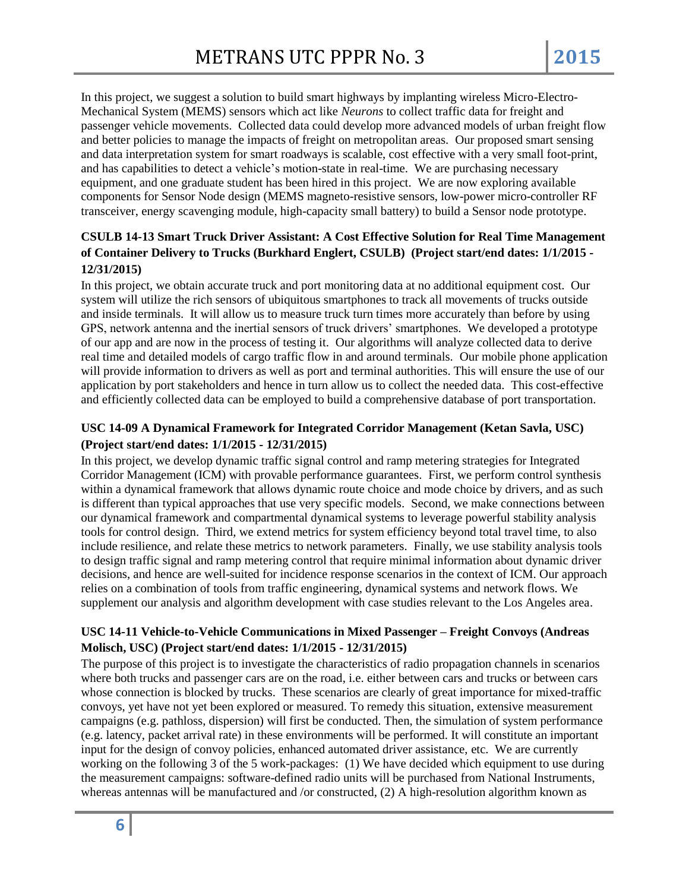In this project, we suggest a solution to build smart highways by implanting wireless Micro-Electro-Mechanical System (MEMS) sensors which act like *Neurons* to collect traffic data for freight and passenger vehicle movements. Collected data could develop more advanced models of urban freight flow and better policies to manage the impacts of freight on metropolitan areas. Our proposed smart sensing and data interpretation system for smart roadways is scalable, cost effective with a very small foot-print, and has capabilities to detect a vehicle's motion-state in real-time. We are purchasing necessary equipment, and one graduate student has been hired in this project. We are now exploring available components for Sensor Node design (MEMS magneto-resistive sensors, low-power micro-controller RF transceiver, energy scavenging module, high-capacity small battery) to build a Sensor node prototype.

### CSULB 14-13 Smart Truck Driver Assistant: A Cost Effective Solution for Real Time Management of Container Delivery to Trucks (Burkhard Englert, CSULB) (Project start/end dates: 1/1/2015 - 12/31/2015)

In this project, we obtain accurate truck and port monitoring data at no additional equipment cost. Our system will utilize the rich sensors of ubiquitous smartphones to track all movements of trucks outside and inside terminals. It will allow us to measure truck turn times more accurately than before by using GPS, network antenna and the inertial sensors of truck drivers' smartphones. We developed a prototype of our app and are now in the process of testing it. Our algorithms will analyze collected data to derive real time and detailed models of cargo traffic flow in and around terminals. Our mobile phone application will provide information to drivers as well as port and terminal authorities. This will ensure the use of our application by port stakeholders and hence in turn allow us to collect the needed data. This cost-effective and efficiently collected data can be employed to build a comprehensive database of port transportation.

### USC 14-09 A Dynamical Framework for Integrated Corridor Management (Ketan Savla, USC) (Project start/end dates: 1/1/2015 - 12/31/2015)

In this project, we develop dynamic traffic signal control and ramp metering strategies for Integrated Corridor Management (ICM) with provable performance guarantees. First, we perform control synthesis within a dynamical framework that allows dynamic route choice and mode choice by drivers, and as such is different than typical approaches that use very specific models. Second, we make connections between our dynamical framework and compartmental dynamical systems to leverage powerful stability analysis tools for control design. Third, we extend metrics for system efficiency beyond total travel time, to also include resilience, and relate these metrics to network parameters. Finally, we use stability analysis tools to design traffic signal and ramp metering control that require minimal information about dynamic driver decisions, and hence are well-suited for incidence response scenarios in the context of ICM. Our approach relies on a combination of tools from traffic engineering, dynamical systems and network flows. We supplement our analysis and algorithm development with case studies relevant to the Los Angeles area.

### USC 14-11 Vehicle-to-Vehicle Communications in Mixed Passenger – Freight Convoys (Andreas Molisch, USC) (Project start/end dates: 1/1/2015 - 12/31/2015)

The purpose of this project is to investigate the characteristics of radio propagation channels in scenarios where both trucks and passenger cars are on the road, i.e. either between cars and trucks or between cars whose connection is blocked by trucks. These scenarios are clearly of great importance for mixed-traffic convoys, yet have not yet been explored or measured. To remedy this situation, extensive measurement campaigns (e.g. pathloss, dispersion) will first be conducted. Then, the simulation of system performance (e.g. latency, packet arrival rate) in these environments will be performed. It will constitute an important input for the design of convoy policies, enhanced automated driver assistance, etc. We are currently working on the following 3 of the 5 work-packages: (1) We have decided which equipment to use during the measurement campaigns: software-defined radio units will be purchased from National Instruments, whereas antennas will be manufactured and /or constructed, (2) A high-resolution algorithm known as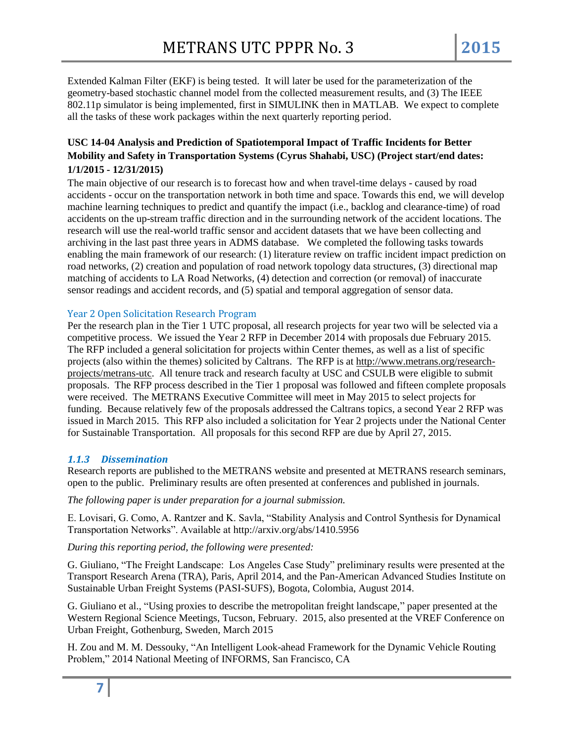Extended Kalman Filter (EKF) is being tested. It will later be used for the parameterization of the geometry-based stochastic channel model from the collected measurement results, and (3) The IEEE 802.11p simulator is being implemented, first in SIMULINK then in MATLAB. We expect to complete all the tasks of these work packages within the next quarterly reporting period.

**USC 14-04 Analysis and Prediction of Spatiotemporal Impact of Traffic Incidents for Better Mobility and Safety in Transportation Systems (Cyrus Shahabi, USC) (Project start/end dates: 1/1/2015 - 12/31/2015)**

The main objective of our research is to forecast how and when travel-time delays - caused by road accidents - occur on the transportation network in both time and space. Towards this end, we will develop machine learning techniques to predict and quantify the impact (i.e., backlog and clearance-time) of road accidents on the up-stream traffic direction and in the surrounding network of the accident locations. The research will use the real-world traffic sensor and accident datasets that we have been collecting and archiving in the last past three years in ADMS database. We completed the following tasks towards enabling the main framework of our research: (1) literature review on traffic incident impact prediction on road networks, (2) creation and population of road network topology data structures, (3) directional map matching of accidents to LA Road Networks, (4) detection and correction (or removal) of inaccurate sensor readings and accident records, and (5) spatial and temporal aggregation of sensor data.

#### Year 2 Open Solicitation Research Program

Per the research plan in the Tier 1 UTC proposal, all research projects for year two will be selected via a competitive process. We issued the Year 2 RFP in December 2014 with proposals due February 2015. The RFP included a general solicitation for projects within Center themes, as well as a list of specific projects (also within the themes) solicited by Caltrans. The RFP is at http://www.metrans.org/research-projects/metrans-utc. All tenure track and research faculty at USC and CSULB were eligible to submit proposals. The RFP process described in the Tier 1 proposal was followed and fifteen complete proposals were received. The METRANS Executive Committee will meet in May 2015 to select projects for funding. Because relatively few of the proposals addressed the Caltrans topics, a second Year 2 RFP was issued in March 2015. This RFP also included a solicitation for Year 2 projects under the National Center for Sustainable Transportation. All proposals for this second RFP are due by April 27, 2015.

### *1.1.3 Dissemination*

Research reports are published to the METRANS website and presented at METRANS research seminars, open to the public. Preliminary results are often presented at conferences and published in journals.

*The following paper is under preparation for a journal submission.*

E. Lovisari, G. Como, A. Rantzer and K. Savla, "Stability Analysis and Control Synthesis for Dynamical Transportation Networks". Available at http://arxiv.org/abs/1410.5956

*During this reporting period, the following were presented:*

G. Giuliano, "The Freight Landscape: Los Angeles Case Study" preliminary results were presented at the Transport Research Arena (TRA), Paris, April 2014, and the Pan-American Advanced Studies Institute on Sustainable Urban Freight Systems (PASI-SUFS), Bogota, Colombia, August 2014.

G. Giuliano et al., "Using proxies to describe the metropolitan freight landscape," paper presented at the Western Regional Science Meetings, Tucson, February. 2015, also presented at the VREF Conference on Urban Freight, Gothenburg, Sweden, March 2015

H. Zou and M. M. Dessouky, "An Intelligent Look-ahead Framework for the Dynamic Vehicle Routing Problem," 2014 National Meeting of INFORMS, San Francisco, CA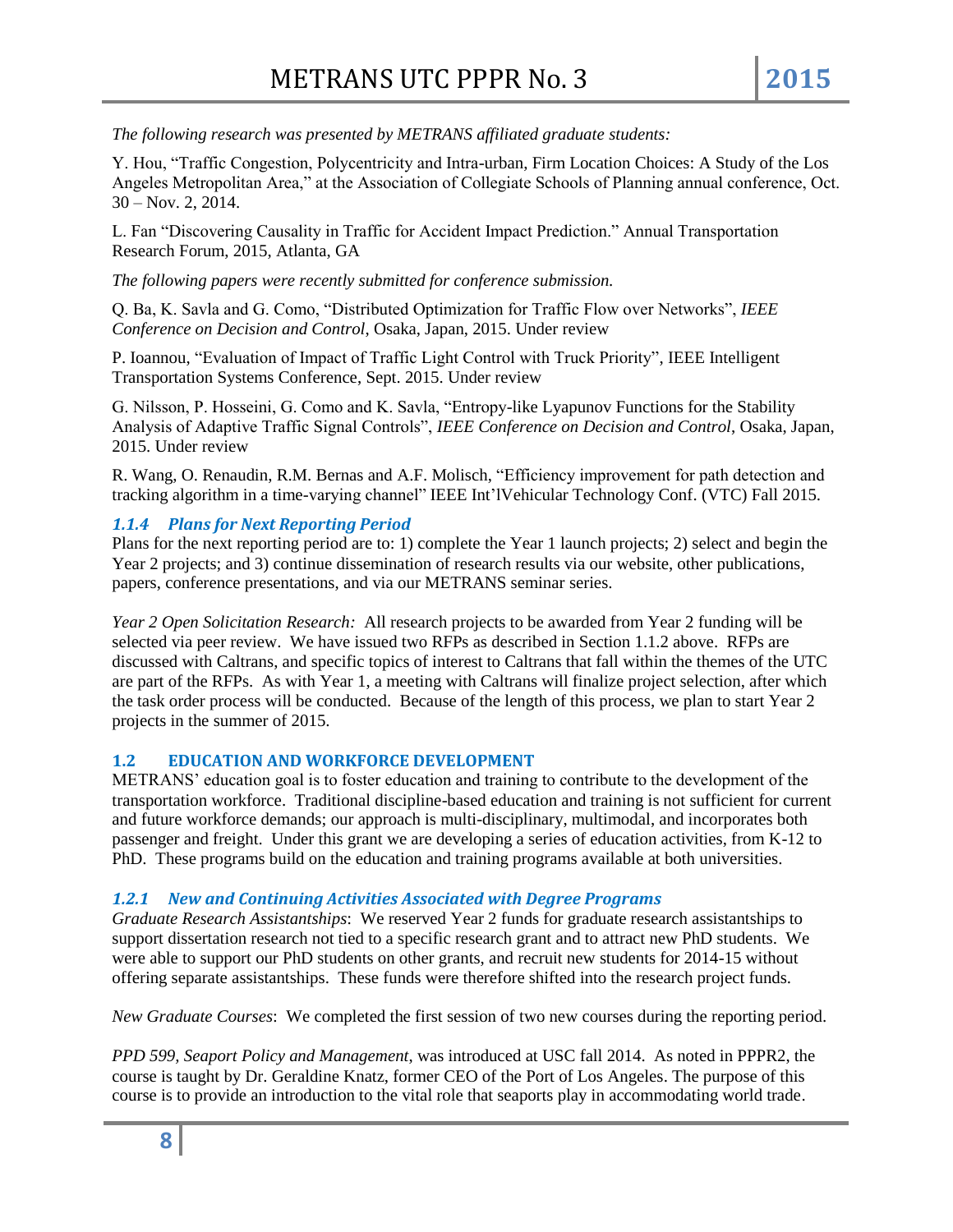*The following research was presented by METRANS affiliated graduate students:*

Y. Hou, "Traffic Congestion, Polycentricity and Intra-urban, Firm Location Choices: A Study of the Los Angeles Metropolitan Area," at the Association of Collegiate Schools of Planning annual conference, Oct. 30 – Nov. 2, 2014.

L. Fan "Discovering Causality in Traffic for Accident Impact Prediction." Annual Transportation Research Forum, 2015, Atlanta, GA

*The following papers were recently submitted for conference submission.*

Q. Ba, K. Savla and G. Como, "Distributed Optimization for Traffic Flow over Networks", *IEEE Conference on Decision and Control*, Osaka, Japan, 2015. Under review

P. Ioannou, "Evaluation of Impact of Traffic Light Control with Truck Priority", IEEE Intelligent Transportation Systems Conference, Sept. 2015. Under review

G. Nilsson, P. Hosseini, G. Como and K. Savla, "Entropy-like Lyapunov Functions for the Stability Analysis of Adaptive Traffic Signal Controls", *IEEE Conference on Decision and Control*, Osaka, Japan, 2015. Under review

R. Wang, O. Renaudin, R.M. Bernas and A.F. Molisch, "Efficiency improvement for path detection and tracking algorithm in a time-varying channel" IEEE Int'lVehicular Technology Conf. (VTC) Fall 2015.

### 1.1.4 Plans for Next Reporting Period

Plans for the next reporting period are to: 1) complete the Year 1 launch projects; 2) select and begin the Year 2 projects; and 3) continue dissemination of research results via our website, other publications, papers, conference presentations, and via our METRANS seminar series.

*Year 2 Open Solicitation Research:* All research projects to be awarded from Year 2 funding will be selected via peer review. We have issued two RFPs as described in Section 1.1.2 above. RFPs are discussed with Caltrans, and specific topics of interest to Caltrans that fall within the themes of the UTC are part of the RFPs. As with Year 1, a meeting with Caltrans will finalize project selection, after which the task order process will be conducted. Because of the length of this process, we plan to start Year 2 projects in the summer of 2015.

## 1.2 EDUCATION AND WORKFORCE DEVELOPMENT

METRANS' education goal is to foster education and training to contribute to the development of the transportation workforce. Traditional discipline-based education and training is not sufficient for current and future workforce demands; our approach is multi-disciplinary, multimodal, and incorporates both passenger and freight. Under this grant we are developing a series of education activities, from K-12 to PhD. These programs build on the education and training programs available at both universities.

### 1.2.1 New and Continuing Activities Associated with Degree Programs

*Graduate Research Assistantships*: We reserved Year 2 funds for graduate research assistantships to support dissertation research not tied to a specific research grant and to attract new PhD students. We were able to support our PhD students on other grants, and recruit new students for 2014-15 without offering separate assistantships. These funds were therefore shifted into the research project funds.

*New Graduate Courses*: We completed the first session of two new courses during the reporting period.

*PPD 599, Seaport Policy and Management*, was introduced at USC fall 2014. As noted in PPPR2, the course is taught by Dr. Geraldine Knatz, former CEO of the Port of Los Angeles. The purpose of this course is to provide an introduction to the vital role that seaports play in accommodating world trade.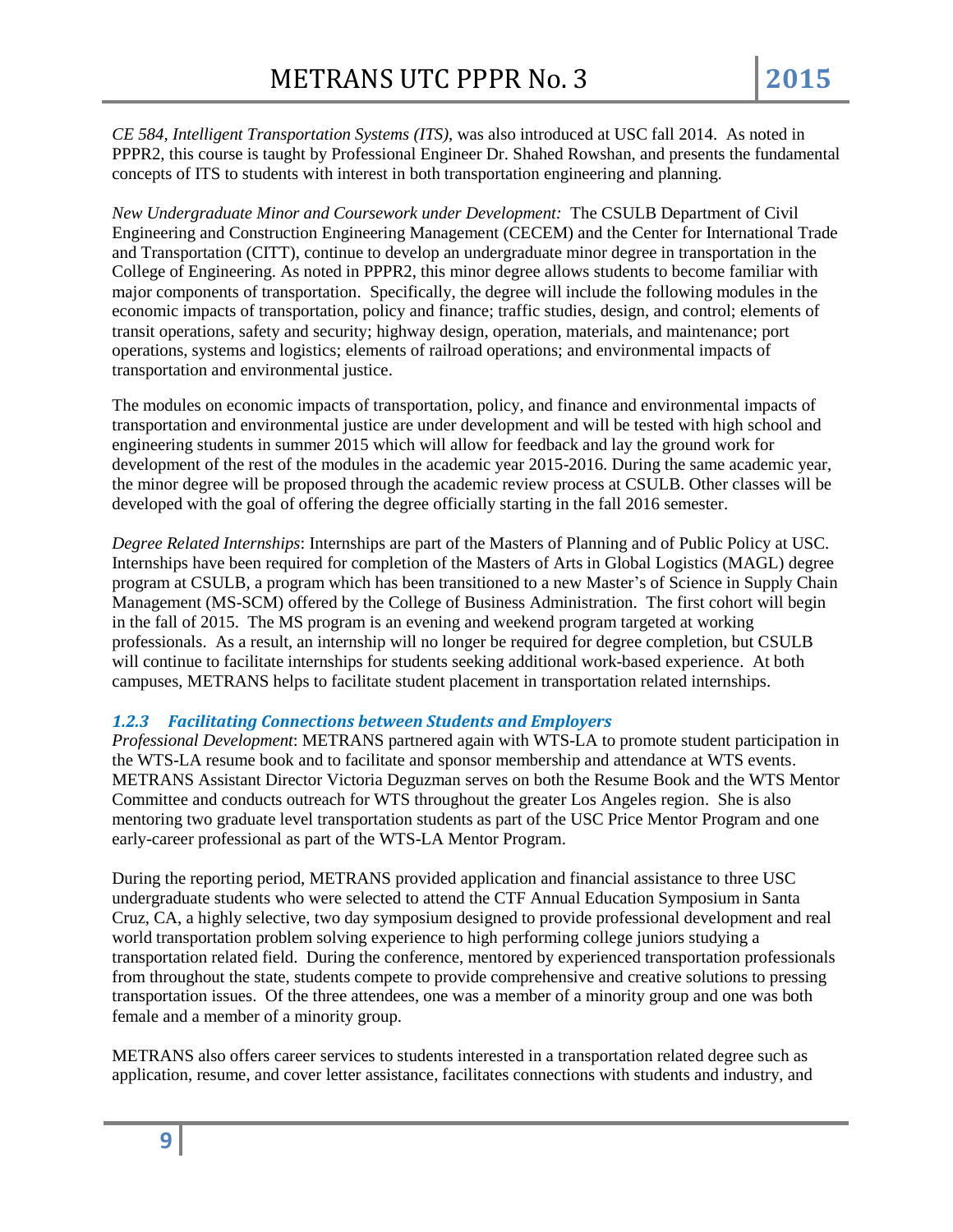*CE 584, Intelligent Transportation Systems (ITS)*, was also introduced at USC fall 2014. As noted in PPPR2, this course is taught by Professional Engineer Dr. Shahed Rowshan, and presents the fundamental concepts of ITS to students with interest in both transportation engineering and planning.

*New Undergraduate Minor and Coursework under Development:* The CSULB Department of Civil Engineering and Construction Engineering Management (CECEM) and the Center for International Trade and Transportation (CITT), continue to develop an undergraduate minor degree in transportation in the College of Engineering. As noted in PPPR2, this minor degree allows students to become familiar with major components of transportation. Specifically, the degree will include the following modules in the economic impacts of transportation, policy and finance; traffic studies, design, and control; elements of transit operations, safety and security; highway design, operation, materials, and maintenance; port operations, systems and logistics; elements of railroad operations; and environmental impacts of transportation and environmental justice.

The modules on economic impacts of transportation, policy, and finance and environmental impacts of transportation and environmental justice are under development and will be tested with high school and engineering students in summer 2015 which will allow for feedback and lay the ground work for development of the rest of the modules in the academic year 2015-2016. During the same academic year, the minor degree will be proposed through the academic review process at CSULB. Other classes will be developed with the goal of offering the degree officially starting in the fall 2016 semester.

*Degree Related Internships*: Internships are part of the Masters of Planning and of Public Policy at USC. Internships have been required for completion of the Masters of Arts in Global Logistics (MAGL) degree program at CSULB, a program which has been transitioned to a new Master's of Science in Supply Chain Management (MS-SCM) offered by the College of Business Administration. The first cohort will begin in the fall of 2015. The MS program is an evening and weekend program targeted at working professionals. As a result, an internship will no longer be required for degree completion, but CSULB will continue to facilitate internships for students seeking additional work-based experience. At both campuses, METRANS helps to facilitate student placement in transportation related internships.

### *1.2.3 Facilitating Connections between Students and Employers*

*Professional Development*: METRANS partnered again with WTS-LA to promote student participation in the WTS-LA resume book and to facilitate and sponsor membership and attendance at WTS events. METRANS Assistant Director Victoria Deguzman serves on both the Resume Book and the WTS Mentor Committee and conducts outreach for WTS throughout the greater Los Angeles region. She is also mentoring two graduate level transportation students as part of the USC Price Mentor Program and one early-career professional as part of the WTS-LA Mentor Program.

During the reporting period, METRANS provided application and financial assistance to three USC undergraduate students who were selected to attend the CTF Annual Education Symposium in Santa Cruz, CA, a highly selective, two day symposium designed to provide professional development and real world transportation problem solving experience to high performing college juniors studying a transportation related field. During the conference, mentored by experienced transportation professionals from throughout the state, students compete to provide comprehensive and creative solutions to pressing transportation issues. Of the three attendees, one was a member of a minority group and one was both female and a member of a minority group.

METRANS also offers career services to students interested in a transportation related degree such as application, resume, and cover letter assistance, facilitates connections with students and industry, and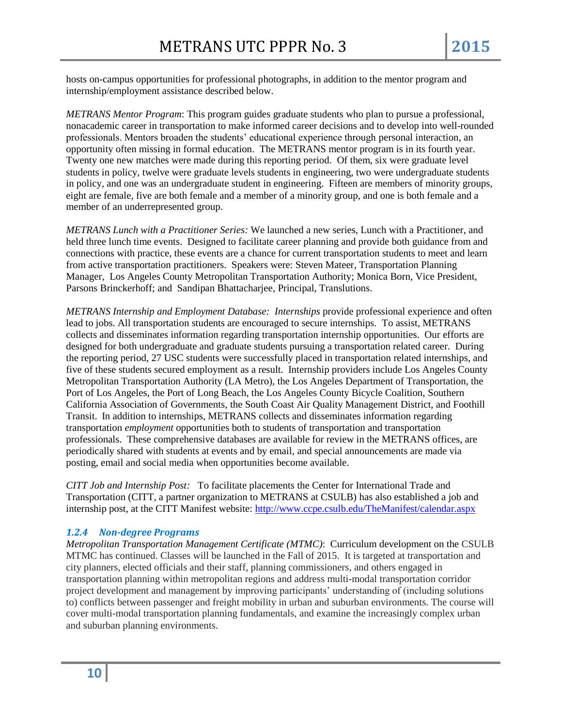hosts on-campus opportunities for professional photographs, in addition to the mentor program and internship/employment assistance described below.

*METRANS Mentor Program*: This program guides graduate students who plan to pursue a professional, nonacademic career in transportation to make informed career decisions and to develop into well-rounded professionals. Mentors broaden the students' educational experience through personal interaction, an opportunity often missing in formal education. The METRANS mentor program is in its fourth year. Twenty one new matches were made during this reporting period. Of them, six were graduate level students in policy, twelve were graduate levels students in engineering, two were undergraduate students in policy, and one was an undergraduate student in engineering. Fifteen are members of minority groups, eight are female, five are both female and a member of a minority group, and one is both female and a member of an underrepresented group.

*METRANS Lunch with a Practitioner Series:* We launched a new series, Lunch with a Practitioner, and held three lunch time events. Designed to facilitate career planning and provide both guidance from and connections with practice, these events are a chance for current transportation students to meet and learn from active transportation practitioners. Speakers were: Steven Mateer, Transportation Planning Manager, Los Angeles County Metropolitan Transportation Authority; Monica Born, Vice President, Parsons Brinckerhoff; and Sandipan Bhattacharjee, Principal, Translutions.

*METRANS Internship and Employment Database: Internships* provide professional experience and often lead to jobs. All transportation students are encouraged to secure internships. To assist, METRANS collects and disseminates information regarding transportation internship opportunities. Our efforts are designed for both undergraduate and graduate students pursuing a transportation related career. During the reporting period, 27 USC students were successfully placed in transportation related internships, and five of these students secured employment as a result. Internship providers include Los Angeles County Metropolitan Transportation Authority (LA Metro), the Los Angeles Department of Transportation, the Port of Los Angeles, the Port of Long Beach, the Los Angeles County Bicycle Coalition, Southern California Association of Governments, the South Coast Air Quality Management District, and Foothill Transit. In addition to internships, METRANS collects and disseminates information regarding transportation *employment* opportunities both to students of transportation and transportation professionals. These comprehensive databases are available for review in the METRANS offices, are periodically shared with students at events and by email, and special announcements are made via posting, email and social media when opportunities become available.

*CITT Job and Internship Post:* To facilitate placements the Center for International Trade and Transportation (CITT, a partner organization to METRANS at CSULB) has also established a job and internship post, at the CITT Manifest website: http://www.ccpe.csulb.edu/TheManifest/calendar.aspx

### *1.2.4 Non-degree Programs*

*Metropolitan Transportation Management Certificate (MTMC)*: Curriculum development on the CSULB MTMC has continued. Classes will be launched in the Fall of 2015. It is targeted at transportation and city planners, elected officials and their staff, planning commissioners, and others engaged in transportation planning within metropolitan regions and address multi-modal transportation corridor project development and management by improving participants' understanding of (including solutions to) conflicts between passenger and freight mobility in urban and suburban environments. The course will cover multi-modal transportation planning fundamentals, and examine the increasingly complex urban and suburban planning environments.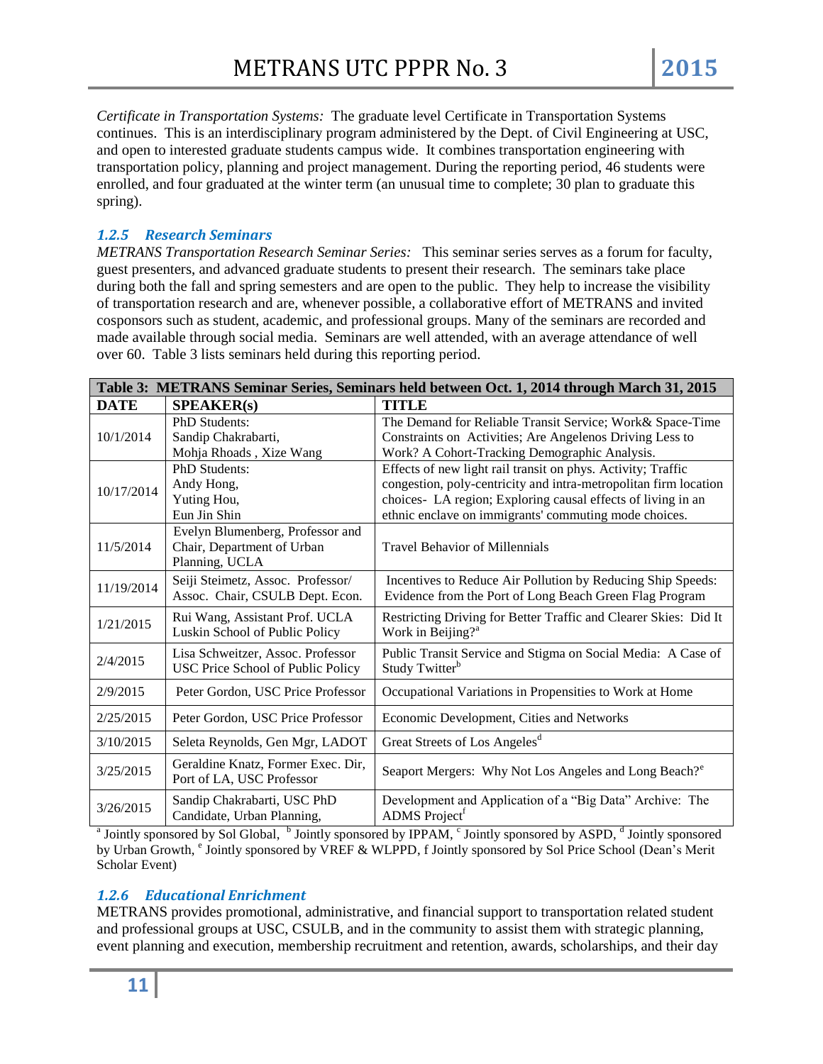*Certificate in Transportation Systems:* The graduate level Certificate in Transportation Systems continues. This is an interdisciplinary program administered by the Dept. of Civil Engineering at USC, and open to interested graduate students campus wide. It combines transportation engineering with transportation policy, planning and project management. During the reporting period, 46 students were enrolled, and four graduated at the winter term (an unusual time to complete; 30 plan to graduate this spring).

### *1.2.5 Research Seminars*

*METRANS Transportation Research Seminar Series:* This seminar series serves as a forum for faculty, guest presenters, and advanced graduate students to present their research. The seminars take place during both the fall and spring semesters and are open to the public. They help to increase the visibility of transportation research and are, whenever possible, a collaborative effort of METRANS and invited cosponsors such as student, academic, and professional groups. Many of the seminars are recorded and made available through social media. Seminars are well attended, with an average attendance of well over 60. Table 3 lists seminars held during this reporting period.

**Table 3: METRANS Seminar Series, Seminars held between Oct. 1, 2014 through March 31, 2015**

| DATE | SPEAKER(s) | TITLE |
|---|---|---|
| 10/1/2014 | PhD Students: Sandip Chakrabarti, Mohja Rhoads , Xize Wang | The Demand for Reliable Transit Service; Work& Space-Time Constraints on Activities; Are Angelenos Driving Less to Work? A Cohort-Tracking Demographic Analysis. |
| 10/17/2014 | PhD Students: Andy Hong, Yuting Hou, Eun Jin Shin | Effects of new light rail transit on phys. Activity; Traffic congestion, poly-centricity and intra-metropolitan firm location choices- LA region; Exploring causal effects of living in an ethnic enclave on immigrants' commuting mode choices. |
| 11/5/2014 | Evelyn Blumenberg, Professor and Chair, Department of Urban Planning, UCLA | Travel Behavior of Millennials |
| 11/19/2014 | Seiji Steimetz, Assoc. Professor/ Assoc. Chair, CSULB Dept. Econ. | Incentives to Reduce Air Pollution by Reducing Ship Speeds: Evidence from the Port of Long Beach Green Flag Program |
| 1/21/2015 | Rui Wang, Assistant Prof. UCLA Luskin School of Public Policy | Restricting Driving for Better Traffic and Clearer Skies: Did It Work in Beijing?[a] |
| 2/4/2015 | Lisa Schweitzer, Assoc. Professor USC Price School of Public Policy | Public Transit Service and Stigma on Social Media: A Case of Study Twitter[b] |
| 2/9/2015 | Peter Gordon, USC Price Professor | Occupational Variations in Propensities to Work at Home |
| 2/25/2015 | Peter Gordon, USC Price Professor | Economic Development, Cities and Networks |
| 3/10/2015 | Seleta Reynolds, Gen Mgr, LADOT | Great Streets of Los Angeles[d] |
| 3/25/2015 | Geraldine Knatz, Former Exec. Dir, Port of LA, USC Professor | Seaport Mergers: Why Not Los Angeles and Long Beach?[e] |
| 3/26/2015 | Sandip Chakrabarti, USC PhD Candidate, Urban Planning, | Development and Application of a "Big Data" Archive: The ADMS Project[f] |

[a] Jointly sponsored by Sol Global, [b] Jointly sponsored by IPPAM, [c] Jointly sponsored by ASPD, [d] Jointly sponsored by Urban Growth, [e] Jointly sponsored by VREF & WLPPD, f Jointly sponsored by Sol Price School (Dean's Merit Scholar Event)

### *1.2.6 Educational Enrichment*

METRANS provides promotional, administrative, and financial support to transportation related student and professional groups at USC, CSULB, and in the community to assist them with strategic planning, event planning and execution, membership recruitment and retention, awards, scholarships, and their day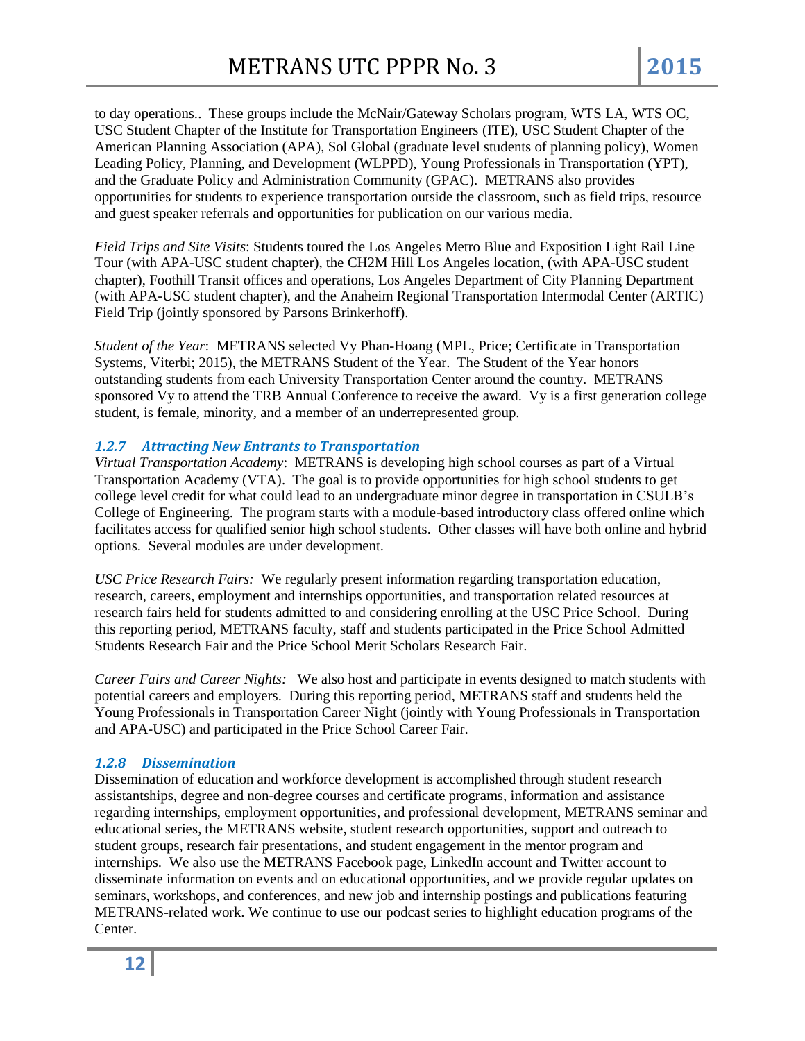to day operations.. These groups include the McNair/Gateway Scholars program, WTS LA, WTS OC, USC Student Chapter of the Institute for Transportation Engineers (ITE), USC Student Chapter of the American Planning Association (APA), Sol Global (graduate level students of planning policy), Women Leading Policy, Planning, and Development (WLPPD), Young Professionals in Transportation (YPT), and the Graduate Policy and Administration Community (GPAC). METRANS also provides opportunities for students to experience transportation outside the classroom, such as field trips, resource and guest speaker referrals and opportunities for publication on our various media.

*Field Trips and Site Visits*: Students toured the Los Angeles Metro Blue and Exposition Light Rail Line Tour (with APA-USC student chapter), the CH2M Hill Los Angeles location, (with APA-USC student chapter), Foothill Transit offices and operations, Los Angeles Department of City Planning Department (with APA-USC student chapter), and the Anaheim Regional Transportation Intermodal Center (ARTIC) Field Trip (jointly sponsored by Parsons Brinkerhoff).

*Student of the Year*: METRANS selected Vy Phan-Hoang (MPL, Price; Certificate in Transportation Systems, Viterbi; 2015), the METRANS Student of the Year. The Student of the Year honors outstanding students from each University Transportation Center around the country. METRANS sponsored Vy to attend the TRB Annual Conference to receive the award. Vy is a first generation college student, is female, minority, and a member of an underrepresented group.

### 1.2.7 Attracting New Entrants to Transportation

*Virtual Transportation Academy*: METRANS is developing high school courses as part of a Virtual Transportation Academy (VTA). The goal is to provide opportunities for high school students to get college level credit for what could lead to an undergraduate minor degree in transportation in CSULB's College of Engineering. The program starts with a module-based introductory class offered online which facilitates access for qualified senior high school students. Other classes will have both online and hybrid options. Several modules are under development.

*USC Price Research Fairs:* We regularly present information regarding transportation education, research, careers, employment and internships opportunities, and transportation related resources at research fairs held for students admitted to and considering enrolling at the USC Price School. During this reporting period, METRANS faculty, staff and students participated in the Price School Admitted Students Research Fair and the Price School Merit Scholars Research Fair.

*Career Fairs and Career Nights:* We also host and participate in events designed to match students with potential careers and employers. During this reporting period, METRANS staff and students held the Young Professionals in Transportation Career Night (jointly with Young Professionals in Transportation and APA-USC) and participated in the Price School Career Fair.

### 1.2.8 Dissemination

Dissemination of education and workforce development is accomplished through student research assistantships, degree and non-degree courses and certificate programs, information and assistance regarding internships, employment opportunities, and professional development, METRANS seminar and educational series, the METRANS website, student research opportunities, support and outreach to student groups, research fair presentations, and student engagement in the mentor program and internships. We also use the METRANS Facebook page, LinkedIn account and Twitter account to disseminate information on events and on educational opportunities, and we provide regular updates on seminars, workshops, and conferences, and new job and internship postings and publications featuring METRANS-related work. We continue to use our podcast series to highlight education programs of the Center.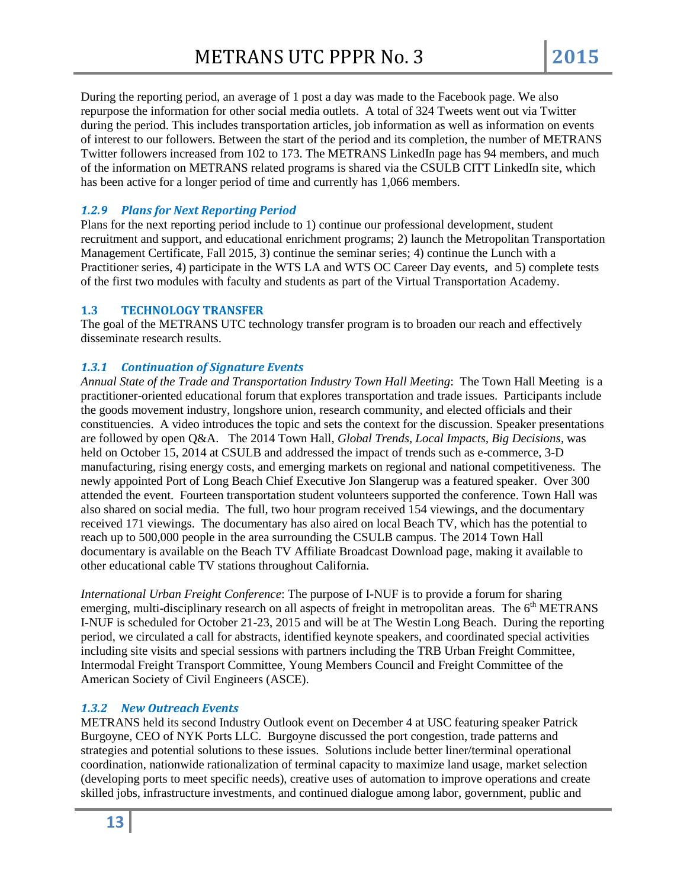During the reporting period, an average of 1 post a day was made to the Facebook page. We also repurpose the information for other social media outlets. A total of 324 Tweets went out via Twitter during the period. This includes transportation articles, job information as well as information on events of interest to our followers. Between the start of the period and its completion, the number of METRANS Twitter followers increased from 102 to 173. The METRANS LinkedIn page has 94 members, and much of the information on METRANS related programs is shared via the CSULB CITT LinkedIn site, which has been active for a longer period of time and currently has 1,066 members.

### *1.2.9 Plans for Next Reporting Period*

Plans for the next reporting period include to 1) continue our professional development, student recruitment and support, and educational enrichment programs; 2) launch the Metropolitan Transportation Management Certificate, Fall 2015, 3) continue the seminar series; 4) continue the Lunch with a Practitioner series, 4) participate in the WTS LA and WTS OC Career Day events, and 5) complete tests of the first two modules with faculty and students as part of the Virtual Transportation Academy.

## 1.3 TECHNOLOGY TRANSFER

The goal of the METRANS UTC technology transfer program is to broaden our reach and effectively disseminate research results.

### *1.3.1 Continuation of Signature Events*

*Annual State of the Trade and Transportation Industry Town Hall Meeting*: The Town Hall Meeting is a practitioner-oriented educational forum that explores transportation and trade issues. Participants include the goods movement industry, longshore union, research community, and elected officials and their constituencies. A video introduces the topic and sets the context for the discussion. Speaker presentations are followed by open Q&A. The 2014 Town Hall, *Global Trends, Local Impacts, Big Decisions*, was held on October 15, 2014 at CSULB and addressed the impact of trends such as e-commerce, 3-D manufacturing, rising energy costs, and emerging markets on regional and national competitiveness. The newly appointed Port of Long Beach Chief Executive Jon Slangerup was a featured speaker. Over 300 attended the event. Fourteen transportation student volunteers supported the conference. Town Hall was also shared on social media. The full, two hour program received 154 viewings, and the documentary received 171 viewings. The documentary has also aired on local Beach TV, which has the potential to reach up to 500,000 people in the area surrounding the CSULB campus. The 2014 Town Hall documentary is available on the Beach TV Affiliate Broadcast Download page, making it available to other educational cable TV stations throughout California.

*International Urban Freight Conference*: The purpose of I-NUF is to provide a forum for sharing emerging, multi-disciplinary research on all aspects of freight in metropolitan areas. The 6th METRANS I-NUF is scheduled for October 21-23, 2015 and will be at The Westin Long Beach. During the reporting period, we circulated a call for abstracts, identified keynote speakers, and coordinated special activities including site visits and special sessions with partners including the TRB Urban Freight Committee, Intermodal Freight Transport Committee, Young Members Council and Freight Committee of the American Society of Civil Engineers (ASCE).

### *1.3.2 New Outreach Events*

METRANS held its second Industry Outlook event on December 4 at USC featuring speaker Patrick Burgoyne, CEO of NYK Ports LLC. Burgoyne discussed the port congestion, trade patterns and strategies and potential solutions to these issues. Solutions include better liner/terminal operational coordination, nationwide rationalization of terminal capacity to maximize land usage, market selection (developing ports to meet specific needs), creative uses of automation to improve operations and create skilled jobs, infrastructure investments, and continued dialogue among labor, government, public and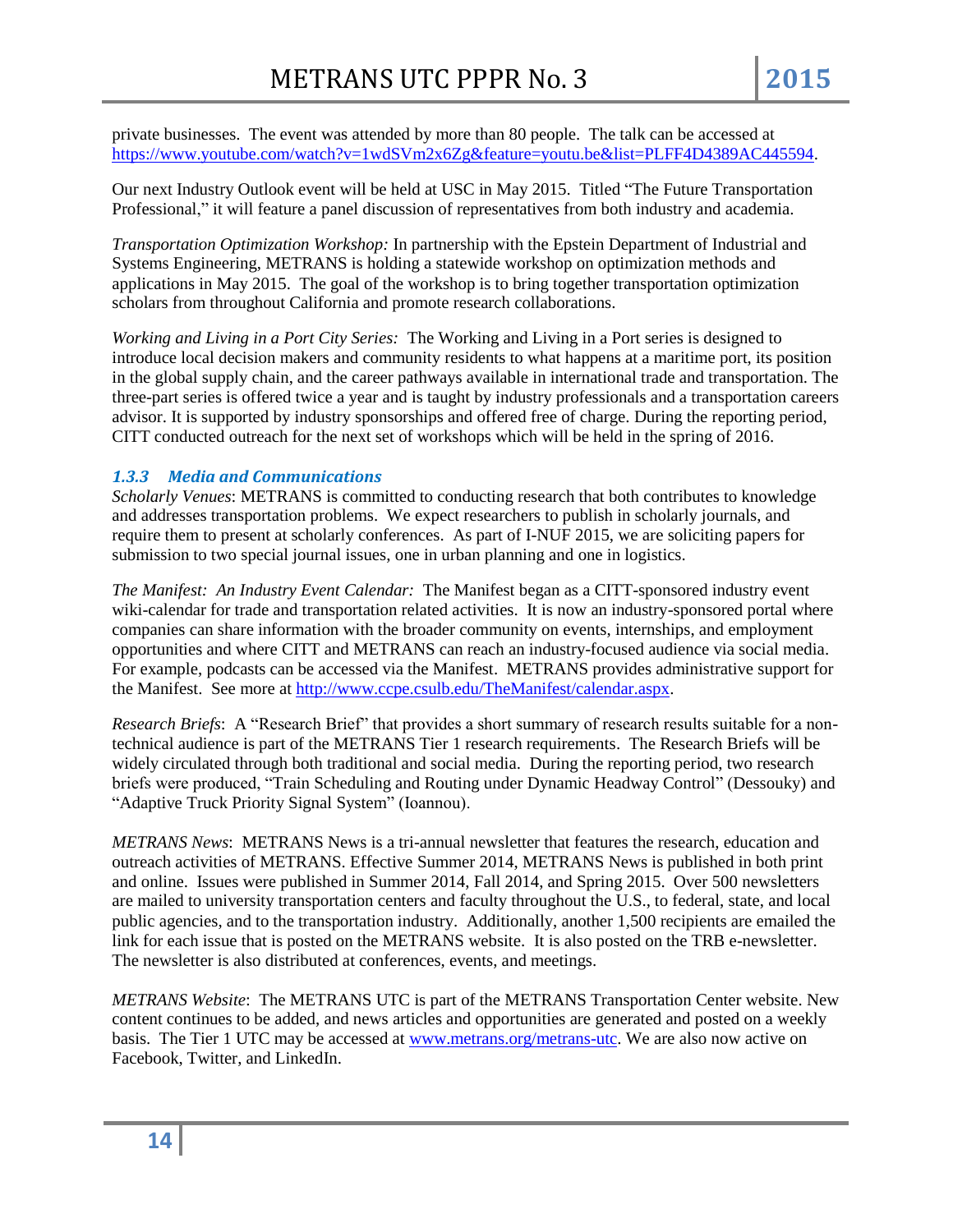private businesses. The event was attended by more than 80 people. The talk can be accessed at https://www.youtube.com/watch?v=1wdSVm2x6Zg&feature=youtu.be&list=PLFF4D4389AC445594.

Our next Industry Outlook event will be held at USC in May 2015. Titled "The Future Transportation Professional," it will feature a panel discussion of representatives from both industry and academia.

*Transportation Optimization Workshop:* In partnership with the Epstein Department of Industrial and Systems Engineering, METRANS is holding a statewide workshop on optimization methods and applications in May 2015. The goal of the workshop is to bring together transportation optimization scholars from throughout California and promote research collaborations.

*Working and Living in a Port City Series:* The Working and Living in a Port series is designed to introduce local decision makers and community residents to what happens at a maritime port, its position in the global supply chain, and the career pathways available in international trade and transportation. The three-part series is offered twice a year and is taught by industry professionals and a transportation careers advisor. It is supported by industry sponsorships and offered free of charge. During the reporting period, CITT conducted outreach for the next set of workshops which will be held in the spring of 2016.

### 1.3.3 Media and Communications

*Scholarly Venues*: METRANS is committed to conducting research that both contributes to knowledge and addresses transportation problems. We expect researchers to publish in scholarly journals, and require them to present at scholarly conferences. As part of I-NUF 2015, we are soliciting papers for submission to two special journal issues, one in urban planning and one in logistics.

*The Manifest: An Industry Event Calendar:* The Manifest began as a CITT-sponsored industry event wiki-calendar for trade and transportation related activities. It is now an industry-sponsored portal where companies can share information with the broader community on events, internships, and employment opportunities and where CITT and METRANS can reach an industry-focused audience via social media. For example, podcasts can be accessed via the Manifest. METRANS provides administrative support for the Manifest. See more at http://www.ccpe.csulb.edu/TheManifest/calendar.aspx.

*Research Briefs*: A "Research Brief" that provides a short summary of research results suitable for a non-technical audience is part of the METRANS Tier 1 research requirements. The Research Briefs will be widely circulated through both traditional and social media. During the reporting period, two research briefs were produced, "Train Scheduling and Routing under Dynamic Headway Control" (Dessouky) and "Adaptive Truck Priority Signal System" (Ioannou).

*METRANS News*: METRANS News is a tri-annual newsletter that features the research, education and outreach activities of METRANS. Effective Summer 2014, METRANS News is published in both print and online. Issues were published in Summer 2014, Fall 2014, and Spring 2015. Over 500 newsletters are mailed to university transportation centers and faculty throughout the U.S., to federal, state, and local public agencies, and to the transportation industry. Additionally, another 1,500 recipients are emailed the link for each issue that is posted on the METRANS website. It is also posted on the TRB e-newsletter. The newsletter is also distributed at conferences, events, and meetings.

*METRANS Website*: The METRANS UTC is part of the METRANS Transportation Center website. New content continues to be added, and news articles and opportunities are generated and posted on a weekly basis. The Tier 1 UTC may be accessed at www.metrans.org/metrans-utc. We are also now active on Facebook, Twitter, and LinkedIn.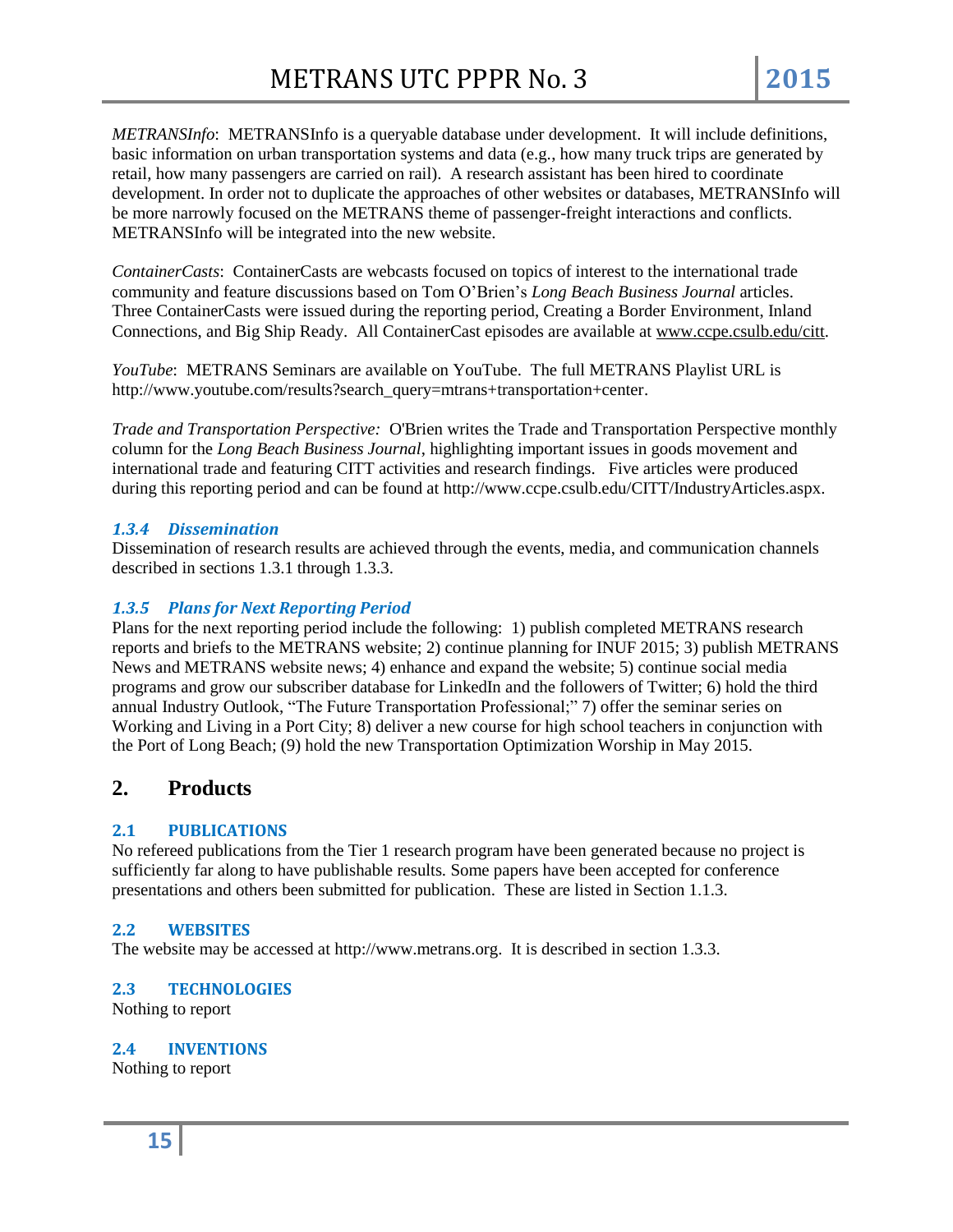*METRANSInfo*: METRANSInfo is a queryable database under development. It will include definitions, basic information on urban transportation systems and data (e.g., how many truck trips are generated by retail, how many passengers are carried on rail). A research assistant has been hired to coordinate development. In order not to duplicate the approaches of other websites or databases, METRANSInfo will be more narrowly focused on the METRANS theme of passenger-freight interactions and conflicts. METRANSInfo will be integrated into the new website.

*ContainerCasts*: ContainerCasts are webcasts focused on topics of interest to the international trade community and feature discussions based on Tom O'Brien's *Long Beach Business Journal* articles. Three ContainerCasts were issued during the reporting period, Creating a Border Environment, Inland Connections, and Big Ship Ready. All ContainerCast episodes are available at www.ccpe.csulb.edu/citt.

*YouTube*: METRANS Seminars are available on YouTube. The full METRANS Playlist URL is http://www.youtube.com/results?search_query=mtrans+transportation+center.

*Trade and Transportation Perspective:* O'Brien writes the Trade and Transportation Perspective monthly column for the *Long Beach Business Journal*, highlighting important issues in goods movement and international trade and featuring CITT activities and research findings. Five articles were produced during this reporting period and can be found at http://www.ccpe.csulb.edu/CITT/IndustryArticles.aspx.

### *1.3.4 Dissemination*

Dissemination of research results are achieved through the events, media, and communication channels described in sections 1.3.1 through 1.3.3.

### *1.3.5 Plans for Next Reporting Period*

Plans for the next reporting period include the following: 1) publish completed METRANS research reports and briefs to the METRANS website; 2) continue planning for INUF 2015; 3) publish METRANS News and METRANS website news; 4) enhance and expand the website; 5) continue social media programs and grow our subscriber database for LinkedIn and the followers of Twitter; 6) hold the third annual Industry Outlook, "The Future Transportation Professional;" 7) offer the seminar series on Working and Living in a Port City; 8) deliver a new course for high school teachers in conjunction with the Port of Long Beach; (9) hold the new Transportation Optimization Worship in May 2015.

## 2. Products

### 2.1 PUBLICATIONS

No refereed publications from the Tier 1 research program have been generated because no project is sufficiently far along to have publishable results. Some papers have been accepted for conference presentations and others been submitted for publication. These are listed in Section 1.1.3.

### 2.2 WEBSITES

The website may be accessed at http://www.metrans.org. It is described in section 1.3.3.

### 2.3 TECHNOLOGIES

Nothing to report

### 2.4 INVENTIONS

Nothing to report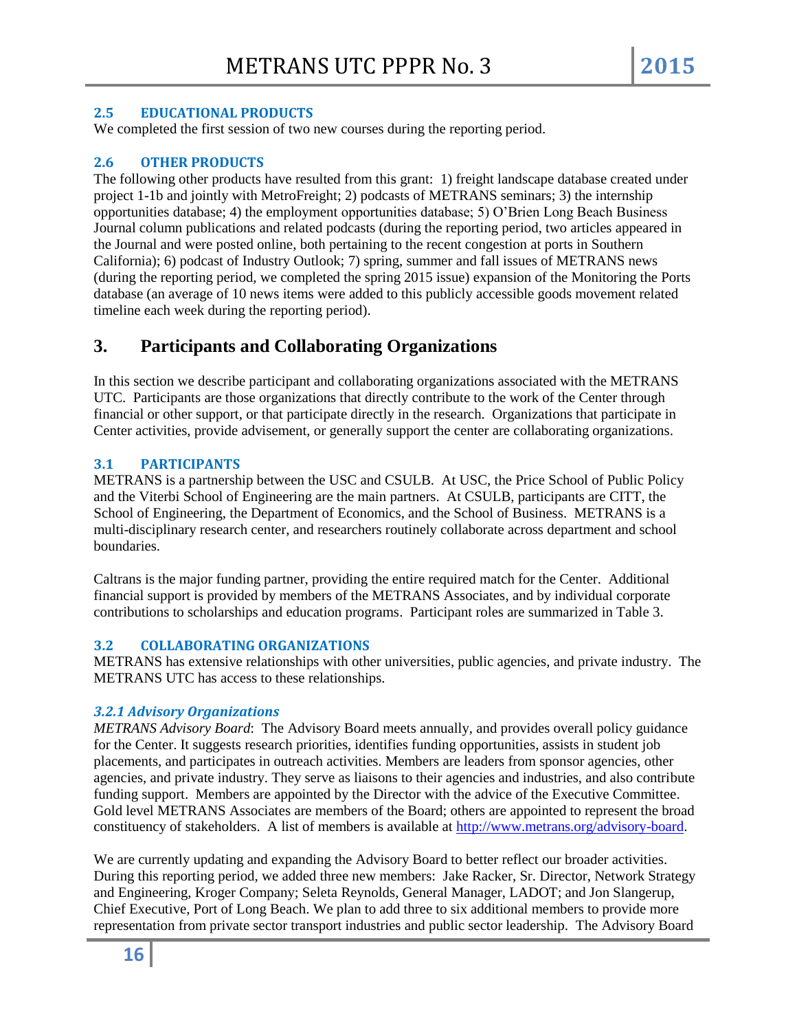### 2.5 EDUCATIONAL PRODUCTS

We completed the first session of two new courses during the reporting period.

### 2.6 OTHER PRODUCTS

The following other products have resulted from this grant: 1) freight landscape database created under project 1-1b and jointly with MetroFreight; 2) podcasts of METRANS seminars; 3) the internship opportunities database; 4) the employment opportunities database; 5) O'Brien Long Beach Business Journal column publications and related podcasts (during the reporting period, two articles appeared in the Journal and were posted online, both pertaining to the recent congestion at ports in Southern California); 6) podcast of Industry Outlook; 7) spring, summer and fall issues of METRANS news (during the reporting period, we completed the spring 2015 issue) expansion of the Monitoring the Ports database (an average of 10 news items were added to this publicly accessible goods movement related timeline each week during the reporting period).

## 3. Participants and Collaborating Organizations

In this section we describe participant and collaborating organizations associated with the METRANS UTC. Participants are those organizations that directly contribute to the work of the Center through financial or other support, or that participate directly in the research. Organizations that participate in Center activities, provide advisement, or generally support the center are collaborating organizations.

### 3.1 PARTICIPANTS

METRANS is a partnership between the USC and CSULB. At USC, the Price School of Public Policy and the Viterbi School of Engineering are the main partners. At CSULB, participants are CITT, the School of Engineering, the Department of Economics, and the School of Business. METRANS is a multi-disciplinary research center, and researchers routinely collaborate across department and school boundaries.

Caltrans is the major funding partner, providing the entire required match for the Center. Additional financial support is provided by members of the METRANS Associates, and by individual corporate contributions to scholarships and education programs. Participant roles are summarized in Table 3.

### 3.2 COLLABORATING ORGANIZATIONS

METRANS has extensive relationships with other universities, public agencies, and private industry. The METRANS UTC has access to these relationships.

#### *3.2.1 Advisory Organizations*

*METRANS Advisory Board*: The Advisory Board meets annually, and provides overall policy guidance for the Center. It suggests research priorities, identifies funding opportunities, assists in student job placements, and participates in outreach activities. Members are leaders from sponsor agencies, other agencies, and private industry. They serve as liaisons to their agencies and industries, and also contribute funding support. Members are appointed by the Director with the advice of the Executive Committee. Gold level METRANS Associates are members of the Board; others are appointed to represent the broad constituency of stakeholders. A list of members is available at [http://www.metrans.org/advisory-board](http://www.metrans.org/advisory-board).

We are currently updating and expanding the Advisory Board to better reflect our broader activities. During this reporting period, we added three new members: Jake Racker, Sr. Director, Network Strategy and Engineering, Kroger Company; Seleta Reynolds, General Manager, LADOT; and Jon Slangerup, Chief Executive, Port of Long Beach. We plan to add three to six additional members to provide more representation from private sector transport industries and public sector leadership. The Advisory Board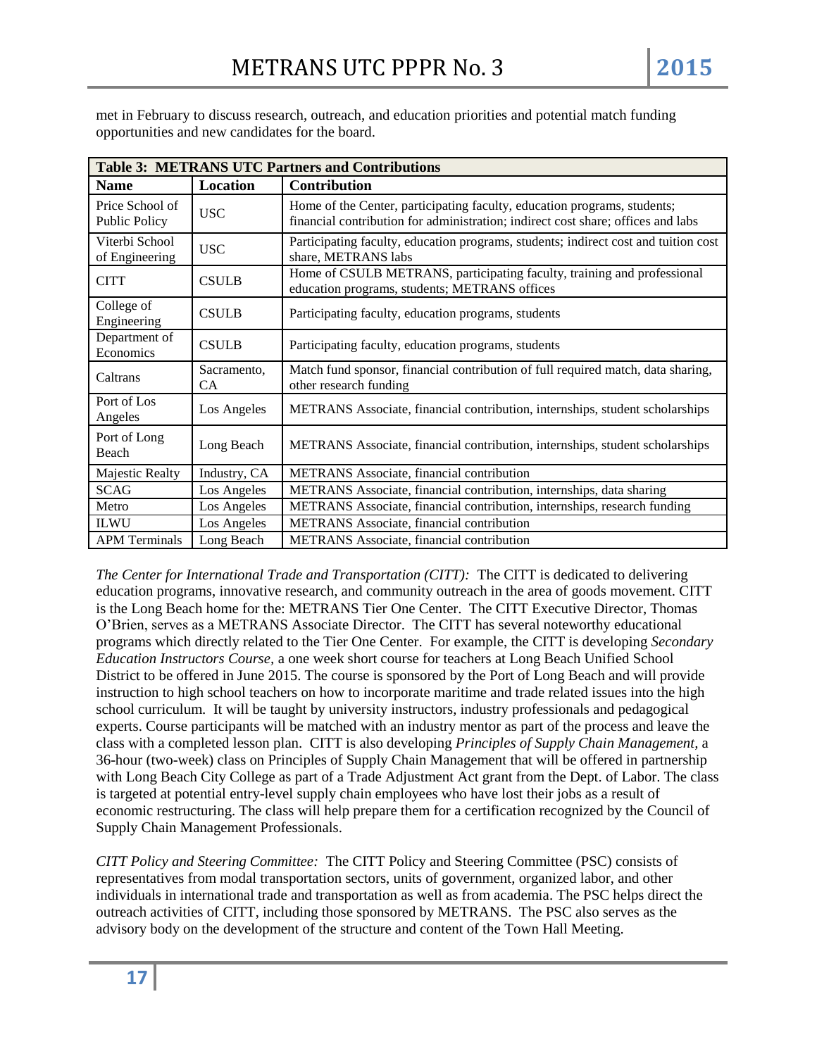met in February to discuss research, outreach, and education priorities and potential match funding opportunities and new candidates for the board.

| Table 3: METRANS UTC Partners and Contributions | | |
|---|---|---|
| **Name** | **Location** | **Contribution** |
| Price School of Public Policy | USC | Home of the Center, participating faculty, education programs, students; financial contribution for administration; indirect cost share; offices and labs |
| Viterbi School of Engineering | USC | Participating faculty, education programs, students; indirect cost and tuition cost share, METRANS labs |
| CITT | CSULB | Home of CSULB METRANS, participating faculty, training and professional education programs, students; METRANS offices |
| College of Engineering | CSULB | Participating faculty, education programs, students |
| Department of Economics | CSULB | Participating faculty, education programs, students |
| Caltrans | Sacramento, CA | Match fund sponsor, financial contribution of full required match, data sharing, other research funding |
| Port of Los Angeles | Los Angeles | METRANS Associate, financial contribution, internships, student scholarships |
| Port of Long Beach | Long Beach | METRANS Associate, financial contribution, internships, student scholarships |
| Majestic Realty | Industry, CA | METRANS Associate, financial contribution |
| SCAG | Los Angeles | METRANS Associate, financial contribution, internships, data sharing |
| Metro | Los Angeles | METRANS Associate, financial contribution, internships, research funding |
| ILWU | Los Angeles | METRANS Associate, financial contribution |
| APM Terminals | Long Beach | METRANS Associate, financial contribution |

*The Center for International Trade and Transportation (CITT):* The CITT is dedicated to delivering education programs, innovative research, and community outreach in the area of goods movement. CITT is the Long Beach home for the: METRANS Tier One Center. The CITT Executive Director, Thomas O'Brien, serves as a METRANS Associate Director. The CITT has several noteworthy educational programs which directly related to the Tier One Center. For example, the CITT is developing *Secondary Education Instructors Course,* a one week short course for teachers at Long Beach Unified School District to be offered in June 2015. The course is sponsored by the Port of Long Beach and will provide instruction to high school teachers on how to incorporate maritime and trade related issues into the high school curriculum. It will be taught by university instructors, industry professionals and pedagogical experts. Course participants will be matched with an industry mentor as part of the process and leave the class with a completed lesson plan. CITT is also developing *Principles of Supply Chain Management,* a 36-hour (two-week) class on Principles of Supply Chain Management that will be offered in partnership with Long Beach City College as part of a Trade Adjustment Act grant from the Dept. of Labor. The class is targeted at potential entry-level supply chain employees who have lost their jobs as a result of economic restructuring. The class will help prepare them for a certification recognized by the Council of Supply Chain Management Professionals.

*CITT Policy and Steering Committee:* The CITT Policy and Steering Committee (PSC) consists of representatives from modal transportation sectors, units of government, organized labor, and other individuals in international trade and transportation as well as from academia. The PSC helps direct the outreach activities of CITT, including those sponsored by METRANS. The PSC also serves as the advisory body on the development of the structure and content of the Town Hall Meeting.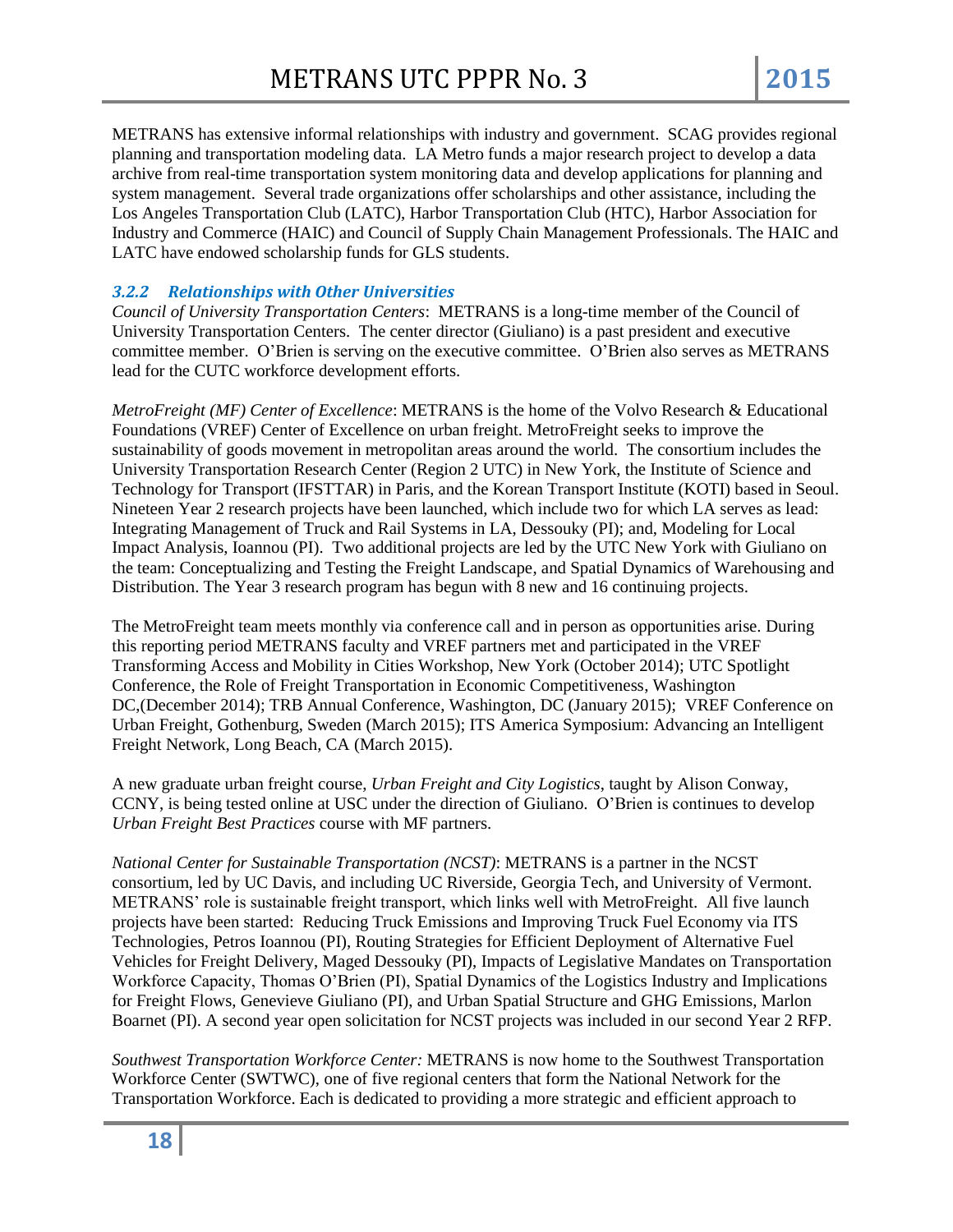METRANS has extensive informal relationships with industry and government. SCAG provides regional planning and transportation modeling data. LA Metro funds a major research project to develop a data archive from real-time transportation system monitoring data and develop applications for planning and system management. Several trade organizations offer scholarships and other assistance, including the Los Angeles Transportation Club (LATC), Harbor Transportation Club (HTC), Harbor Association for Industry and Commerce (HAIC) and Council of Supply Chain Management Professionals. The HAIC and LATC have endowed scholarship funds for GLS students.

### *3.2.2 Relationships with Other Universities*

*Council of University Transportation Centers*: METRANS is a long-time member of the Council of University Transportation Centers. The center director (Giuliano) is a past president and executive committee member. O'Brien is serving on the executive committee. O'Brien also serves as METRANS lead for the CUTC workforce development efforts.

*MetroFreight (MF) Center of Excellence*: METRANS is the home of the Volvo Research & Educational Foundations (VREF) Center of Excellence on urban freight. MetroFreight seeks to improve the sustainability of goods movement in metropolitan areas around the world. The consortium includes the University Transportation Research Center (Region 2 UTC) in New York, the Institute of Science and Technology for Transport (IFSTTAR) in Paris, and the Korean Transport Institute (KOTI) based in Seoul. Nineteen Year 2 research projects have been launched, which include two for which LA serves as lead: Integrating Management of Truck and Rail Systems in LA, Dessouky (PI); and, Modeling for Local Impact Analysis, Ioannou (PI). Two additional projects are led by the UTC New York with Giuliano on the team: Conceptualizing and Testing the Freight Landscape, and Spatial Dynamics of Warehousing and Distribution. The Year 3 research program has begun with 8 new and 16 continuing projects.

The MetroFreight team meets monthly via conference call and in person as opportunities arise. During this reporting period METRANS faculty and VREF partners met and participated in the VREF Transforming Access and Mobility in Cities Workshop, New York (October 2014); UTC Spotlight Conference, the Role of Freight Transportation in Economic Competitiveness, Washington DC,(December 2014); TRB Annual Conference, Washington, DC (January 2015); VREF Conference on Urban Freight, Gothenburg, Sweden (March 2015); ITS America Symposium: Advancing an Intelligent Freight Network, Long Beach, CA (March 2015).

A new graduate urban freight course, *Urban Freight and City Logistics*, taught by Alison Conway, CCNY, is being tested online at USC under the direction of Giuliano. O'Brien is continues to develop *Urban Freight Best Practices* course with MF partners.

*National Center for Sustainable Transportation (NCST)*: METRANS is a partner in the NCST consortium, led by UC Davis, and including UC Riverside, Georgia Tech, and University of Vermont. METRANS' role is sustainable freight transport, which links well with MetroFreight. All five launch projects have been started: Reducing Truck Emissions and Improving Truck Fuel Economy via ITS Technologies, Petros Ioannou (PI), Routing Strategies for Efficient Deployment of Alternative Fuel Vehicles for Freight Delivery, Maged Dessouky (PI), Impacts of Legislative Mandates on Transportation Workforce Capacity, Thomas O'Brien (PI), Spatial Dynamics of the Logistics Industry and Implications for Freight Flows, Genevieve Giuliano (PI), and Urban Spatial Structure and GHG Emissions, Marlon Boarnet (PI). A second year open solicitation for NCST projects was included in our second Year 2 RFP.

*Southwest Transportation Workforce Center:* METRANS is now home to the Southwest Transportation Workforce Center (SWTWC), one of five regional centers that form the National Network for the Transportation Workforce. Each is dedicated to providing a more strategic and efficient approach to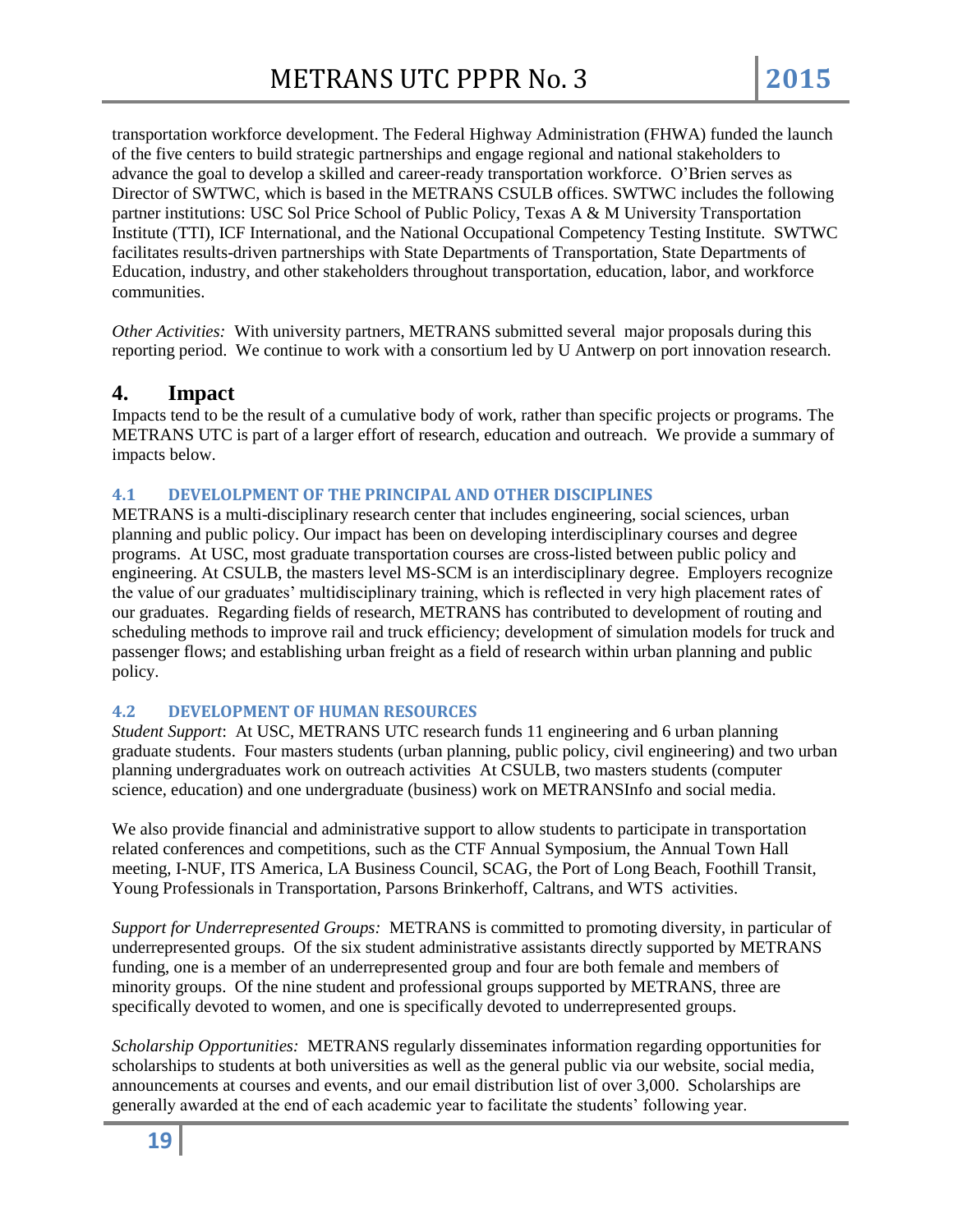transportation workforce development. The Federal Highway Administration (FHWA) funded the launch of the five centers to build strategic partnerships and engage regional and national stakeholders to advance the goal to develop a skilled and career-ready transportation workforce. O'Brien serves as Director of SWTWC, which is based in the METRANS CSULB offices. SWTWC includes the following partner institutions: USC Sol Price School of Public Policy, Texas A & M University Transportation Institute (TTI), ICF International, and the National Occupational Competency Testing Institute. SWTWC facilitates results-driven partnerships with State Departments of Transportation, State Departments of Education, industry, and other stakeholders throughout transportation, education, labor, and workforce communities.

*Other Activities:* With university partners, METRANS submitted several major proposals during this reporting period. We continue to work with a consortium led by U Antwerp on port innovation research.

# 4. Impact

Impacts tend to be the result of a cumulative body of work, rather than specific projects or programs. The METRANS UTC is part of a larger effort of research, education and outreach. We provide a summary of impacts below.

## 4.1 DEVELOLPMENT OF THE PRINCIPAL AND OTHER DISCIPLINES

METRANS is a multi-disciplinary research center that includes engineering, social sciences, urban planning and public policy. Our impact has been on developing interdisciplinary courses and degree programs. At USC, most graduate transportation courses are cross-listed between public policy and engineering. At CSULB, the masters level MS-SCM is an interdisciplinary degree. Employers recognize the value of our graduates' multidisciplinary training, which is reflected in very high placement rates of our graduates. Regarding fields of research, METRANS has contributed to development of routing and scheduling methods to improve rail and truck efficiency; development of simulation models for truck and passenger flows; and establishing urban freight as a field of research within urban planning and public policy.

## 4.2 DEVELOPMENT OF HUMAN RESOURCES

*Student Support*: At USC, METRANS UTC research funds 11 engineering and 6 urban planning graduate students. Four masters students (urban planning, public policy, civil engineering) and two urban planning undergraduates work on outreach activities At CSULB, two masters students (computer science, education) and one undergraduate (business) work on METRANSInfo and social media.

We also provide financial and administrative support to allow students to participate in transportation related conferences and competitions, such as the CTF Annual Symposium, the Annual Town Hall meeting, I-NUF, ITS America, LA Business Council, SCAG, the Port of Long Beach, Foothill Transit, Young Professionals in Transportation, Parsons Brinkerhoff, Caltrans, and WTS activities.

*Support for Underrepresented Groups:* METRANS is committed to promoting diversity, in particular of underrepresented groups. Of the six student administrative assistants directly supported by METRANS funding, one is a member of an underrepresented group and four are both female and members of minority groups. Of the nine student and professional groups supported by METRANS, three are specifically devoted to women, and one is specifically devoted to underrepresented groups.

*Scholarship Opportunities:* METRANS regularly disseminates information regarding opportunities for scholarships to students at both universities as well as the general public via our website, social media, announcements at courses and events, and our email distribution list of over 3,000. Scholarships are generally awarded at the end of each academic year to facilitate the students' following year.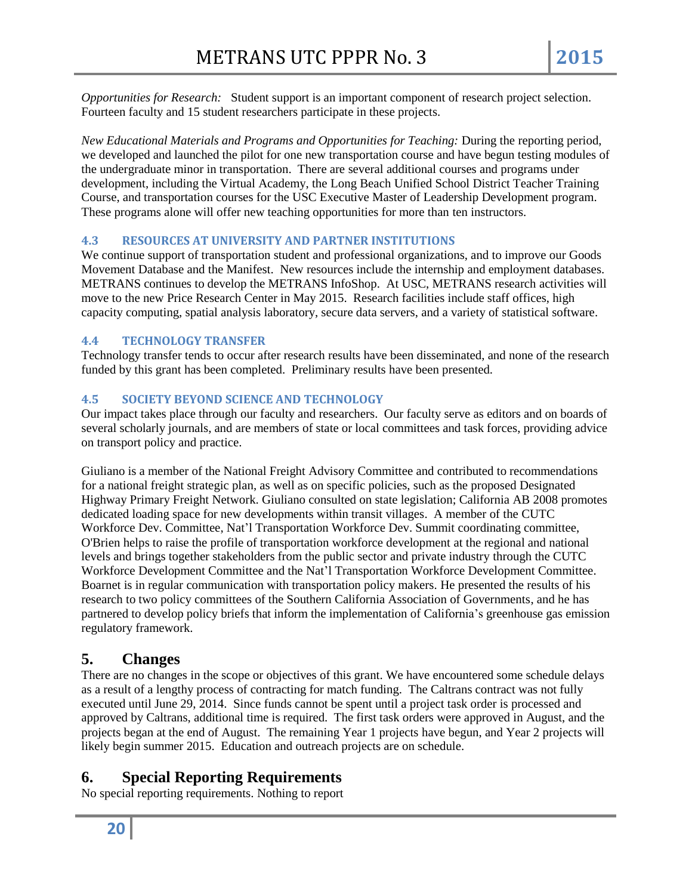*Opportunities for Research:* Student support is an important component of research project selection. Fourteen faculty and 15 student researchers participate in these projects.

*New Educational Materials and Programs and Opportunities for Teaching:* During the reporting period, we developed and launched the pilot for one new transportation course and have begun testing modules of the undergraduate minor in transportation. There are several additional courses and programs under development, including the Virtual Academy, the Long Beach Unified School District Teacher Training Course, and transportation courses for the USC Executive Master of Leadership Development program. These programs alone will offer new teaching opportunities for more than ten instructors.

### 4.3 RESOURCES AT UNIVERSITY AND PARTNER INSTITUTIONS

We continue support of transportation student and professional organizations, and to improve our Goods Movement Database and the Manifest. New resources include the internship and employment databases. METRANS continues to develop the METRANS InfoShop. At USC, METRANS research activities will move to the new Price Research Center in May 2015. Research facilities include staff offices, high capacity computing, spatial analysis laboratory, secure data servers, and a variety of statistical software.

### 4.4 TECHNOLOGY TRANSFER

Technology transfer tends to occur after research results have been disseminated, and none of the research funded by this grant has been completed. Preliminary results have been presented.

### 4.5 SOCIETY BEYOND SCIENCE AND TECHNOLOGY

Our impact takes place through our faculty and researchers. Our faculty serve as editors and on boards of several scholarly journals, and are members of state or local committees and task forces, providing advice on transport policy and practice.

Giuliano is a member of the National Freight Advisory Committee and contributed to recommendations for a national freight strategic plan, as well as on specific policies, such as the proposed Designated Highway Primary Freight Network. Giuliano consulted on state legislation; California AB 2008 promotes dedicated loading space for new developments within transit villages. A member of the CUTC Workforce Dev. Committee, Nat'l Transportation Workforce Dev. Summit coordinating committee, O'Brien helps to raise the profile of transportation workforce development at the regional and national levels and brings together stakeholders from the public sector and private industry through the CUTC Workforce Development Committee and the Nat'l Transportation Workforce Development Committee. Boarnet is in regular communication with transportation policy makers. He presented the results of his research to two policy committees of the Southern California Association of Governments, and he has partnered to develop policy briefs that inform the implementation of California's greenhouse gas emission regulatory framework.

## 5. Changes

There are no changes in the scope or objectives of this grant. We have encountered some schedule delays as a result of a lengthy process of contracting for match funding. The Caltrans contract was not fully executed until June 29, 2014. Since funds cannot be spent until a project task order is processed and approved by Caltrans, additional time is required. The first task orders were approved in August, and the projects began at the end of August. The remaining Year 1 projects have begun, and Year 2 projects will likely begin summer 2015. Education and outreach projects are on schedule.

## 6. Special Reporting Requirements

No special reporting requirements. Nothing to report